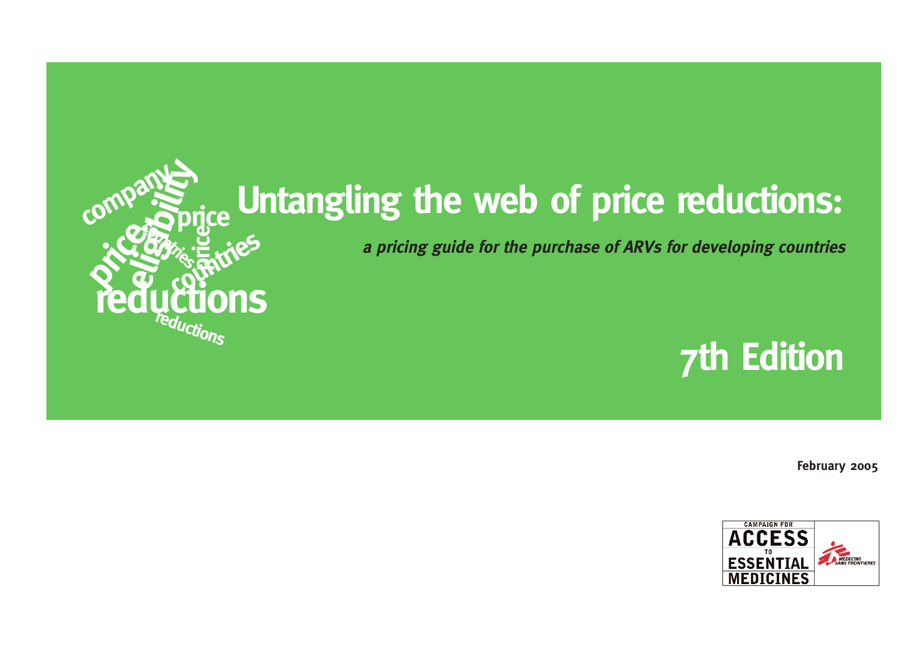# Untangling the web of price reductions:

***a pricing guide for the purchase of ARVs for developing countries***

## 7th Edition

**February 2005**

CAMPAIGN FOR ACCESS TO ESSENTIAL MEDICINES

MEDECINS SANS FRONTIERES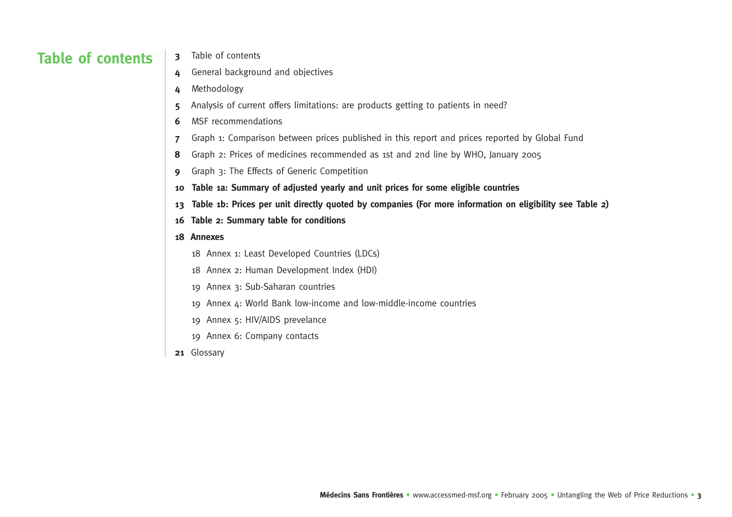# Table of contents

**3** Table of contents

**4** General background and objectives

**4** Methodology

**5** Analysis of current offers limitations: are products getting to patients in need?

**6** MSF recommendations

**7** Graph 1: Comparison between prices published in this report and prices reported by Global Fund

**8** Graph 2: Prices of medicines recommended as 1st and 2nd line by WHO, January 2005

**9** Graph 3: The Effects of Generic Competition

**10 Table 1a: Summary of adjusted yearly and unit prices for some eligible countries**

**13 Table 1b: Prices per unit directly quoted by companies (For more information on eligibility see Table 2)**

**16 Table 2: Summary table for conditions**

**18 Annexes**

- 18 Annex 1: Least Developed Countries (LDCs)
- 18 Annex 2: Human Development Index (HDI)
- 19 Annex 3: Sub-Saharan countries
- 19 Annex 4: World Bank low-income and low-middle-income countries
- 19 Annex 5: HIV/AIDS prevelance
- 19 Annex 6: Company contacts

**21** Glossary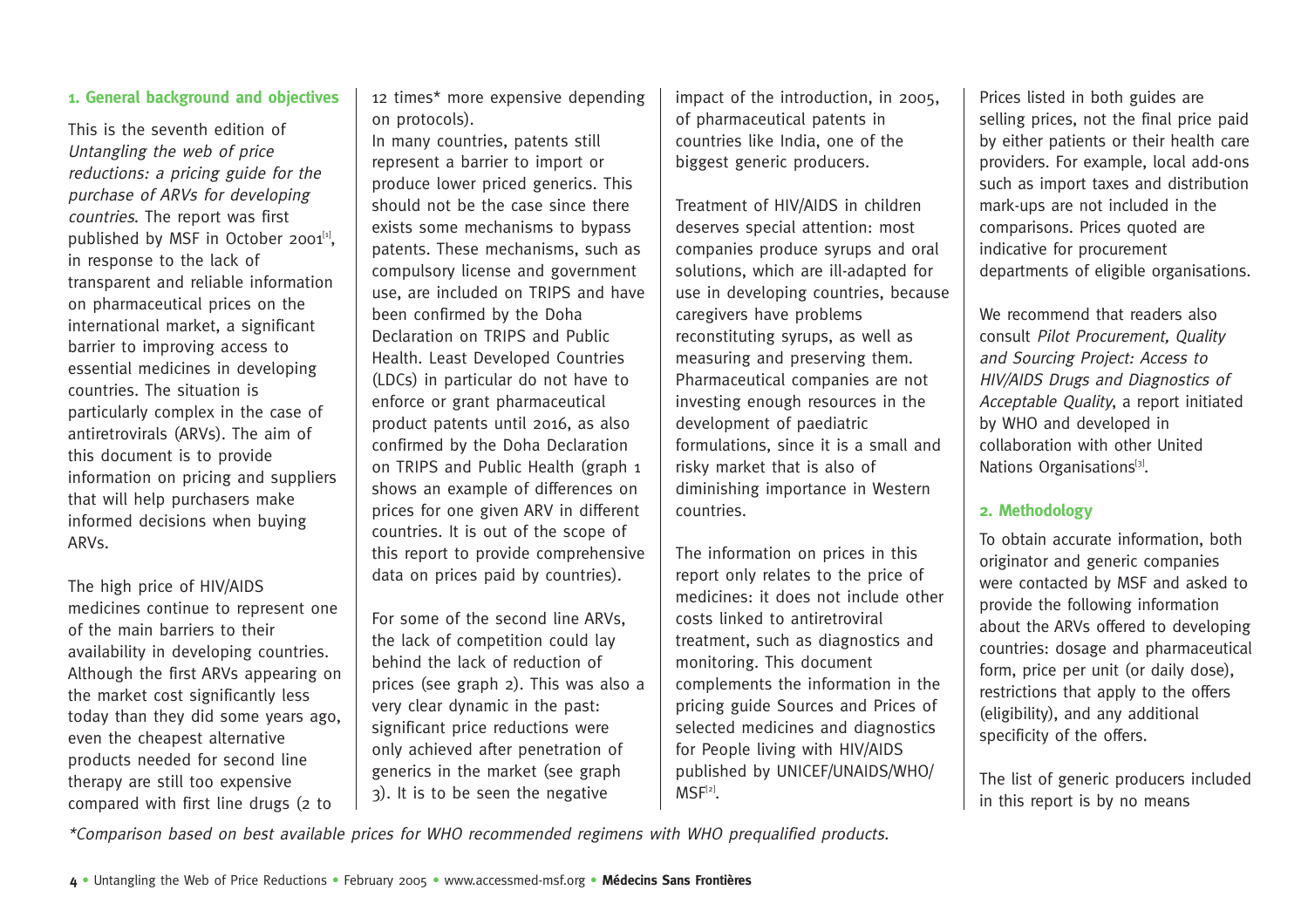## 1. General background and objectives

This is the seventh edition of *Untangling the web of price reductions: a pricing guide for the purchase of ARVs for developing countries*. The report was first published by MSF in October 2001[1], in response to the lack of transparent and reliable information on pharmaceutical prices on the international market, a significant barrier to improving access to essential medicines in developing countries. The situation is particularly complex in the case of antiretrovirals (ARVs). The aim of this document is to provide information on pricing and suppliers that will help purchasers make informed decisions when buying ARVs.

The high price of HIV/AIDS medicines continue to represent one of the main barriers to their availability in developing countries. Although the first ARVs appearing on the market cost significantly less today than they did some years ago, even the cheapest alternative products needed for second line therapy are still too expensive compared with first line drugs (2 to 12 times* more expensive depending on protocols).

In many countries, patents still represent a barrier to import or produce lower priced generics. This should not be the case since there exists some mechanisms to bypass patents. These mechanisms, such as compulsory license and government use, are included on TRIPS and have been confirmed by the Doha Declaration on TRIPS and Public Health. Least Developed Countries (LDCs) in particular do not have to enforce or grant pharmaceutical product patents until 2016, as also confirmed by the Doha Declaration on TRIPS and Public Health (graph 1 shows an example of differences on prices for one given ARV in different countries. It is out of the scope of this report to provide comprehensive data on prices paid by countries).

For some of the second line ARVs, the lack of competition could lay behind the lack of reduction of prices (see graph 2). This was also a very clear dynamic in the past: significant price reductions were only achieved after penetration of generics in the market (see graph 3). It is to be seen the negative impact of the introduction, in 2005, of pharmaceutical patents in countries like India, one of the biggest generic producers.

Treatment of HIV/AIDS in children deserves special attention: most companies produce syrups and oral solutions, which are ill-adapted for use in developing countries, because caregivers have problems reconstituting syrups, as well as measuring and preserving them. Pharmaceutical companies are not investing enough resources in the development of paediatric formulations, since it is a small and risky market that is also of diminishing importance in Western countries.

The information on prices in this report only relates to the price of medicines: it does not include other costs linked to antiretroviral treatment, such as diagnostics and monitoring. This document complements the information in the pricing guide Sources and Prices of selected medicines and diagnostics for People living with HIV/AIDS published by UNICEF/UNAIDS/WHO/MSF[2].

Prices listed in both guides are selling prices, not the final price paid by either patients or their health care providers. For example, local add-ons such as import taxes and distribution mark-ups are not included in the comparisons. Prices quoted are indicative for procurement departments of eligible organisations.

We recommend that readers also consult *Pilot Procurement, Quality and Sourcing Project: Access to HIV/AIDS Drugs and Diagnostics of Acceptable Quality*, a report initiated by WHO and developed in collaboration with other United Nations Organisations[3].

## 2. Methodology

To obtain accurate information, both originator and generic companies were contacted by MSF and asked to provide the following information about the ARVs offered to developing countries: dosage and pharmaceutical form, price per unit (or daily dose), restrictions that apply to the offers (eligibility), and any additional specificity of the offers.

The list of generic producers included in this report is by no means

*\*Comparison based on best available prices for WHO recommended regimens with WHO prequalified products.*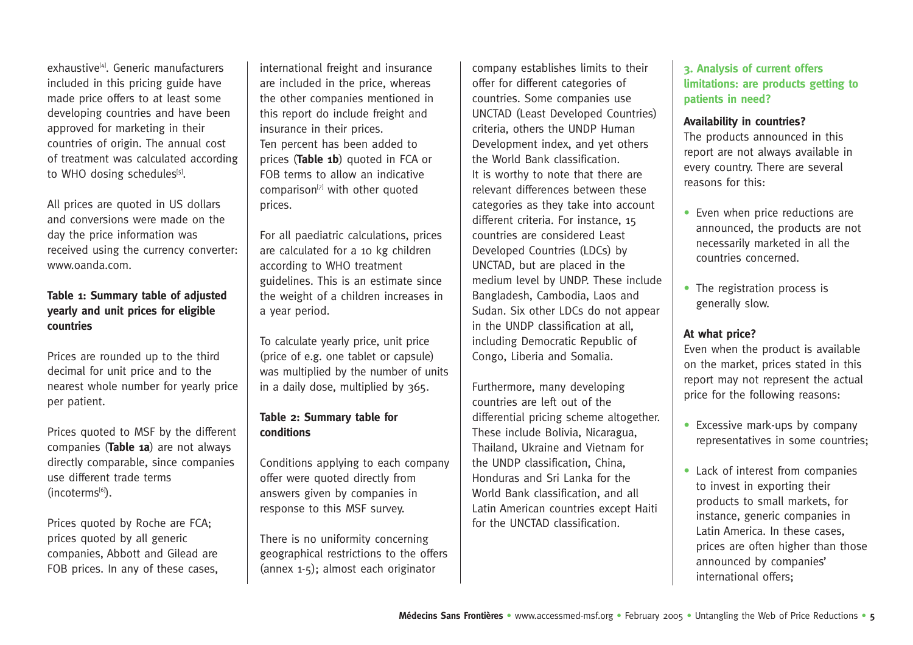exhaustive[4]. Generic manufacturers included in this pricing guide have made price offers to at least some developing countries and have been approved for marketing in their countries of origin. The annual cost of treatment was calculated according to WHO dosing schedules[5].

All prices are quoted in US dollars and conversions were made on the day the price information was received using the currency converter: www.oanda.com.

**Table 1: Summary table of adjusted yearly and unit prices for eligible countries**

Prices are rounded up to the third decimal for unit price and to the nearest whole number for yearly price per patient.

Prices quoted to MSF by the different companies (**Table 1a**) are not always directly comparable, since companies use different trade terms (incoterms[6]).

Prices quoted by Roche are FCA; prices quoted by all generic companies, Abbott and Gilead are FOB prices. In any of these cases, international freight and insurance are included in the price, whereas the other companies mentioned in this report do include freight and insurance in their prices.
Ten percent has been added to prices (**Table 1b**) quoted in FCA or FOB terms to allow an indicative comparison[7] with other quoted prices.

For all paediatric calculations, prices are calculated for a 10 kg children according to WHO treatment guidelines. This is an estimate since the weight of a children increases in a year period.

To calculate yearly price, unit price (price of e.g. one tablet or capsule) was multiplied by the number of units in a daily dose, multiplied by 365.

**Table 2: Summary table for conditions**

Conditions applying to each company offer were quoted directly from answers given by companies in response to this MSF survey.

There is no uniformity concerning geographical restrictions to the offers (annex 1-5); almost each originator company establishes limits to their offer for different categories of countries. Some companies use UNCTAD (Least Developed Countries) criteria, others the UNDP Human Development index, and yet others the World Bank classification.
It is worthy to note that there are relevant differences between these categories as they take into account different criteria. For instance, 15 countries are considered Least Developed Countries (LDCs) by UNCTAD, but are placed in the medium level by UNDP. These include Bangladesh, Cambodia, Laos and Sudan. Six other LDCs do not appear in the UNDP classification at all, including Democratic Republic of Congo, Liberia and Somalia.

Furthermore, many developing countries are left out of the differential pricing scheme altogether. These include Bolivia, Nicaragua, Thailand, Ukraine and Vietnam for the UNDP classification, China, Honduras and Sri Lanka for the World Bank classification, and all Latin American countries except Haiti for the UNCTAD classification.

### 3. Analysis of current offers limitations: are products getting to patients in need?

**Availability in countries?**
The products announced in this report are not always available in every country. There are several reasons for this:

- Even when price reductions are announced, the products are not necessarily marketed in all the countries concerned.
- The registration process is generally slow.

**At what price?**
Even when the product is available on the market, prices stated in this report may not represent the actual price for the following reasons:

- Excessive mark-ups by company representatives in some countries;
- Lack of interest from companies to invest in exporting their products to small markets, for instance, generic companies in Latin America. In these cases, prices are often higher than those announced by companies' international offers;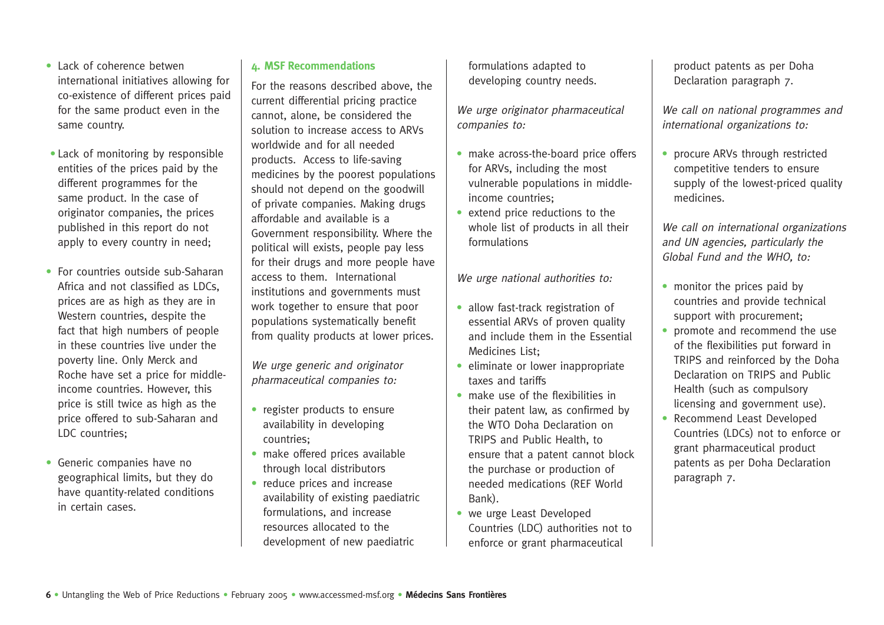- Lack of coherence betwen international initiatives allowing for co-existence of different prices paid for the same product even in the same country.
- Lack of monitoring by responsible entities of the prices paid by the different programmes for the same product. In the case of originator companies, the prices published in this report do not apply to every country in need;
- For countries outside sub-Saharan Africa and not classified as LDCs, prices are as high as they are in Western countries, despite the fact that high numbers of people in these countries live under the poverty line. Only Merck and Roche have set a price for middle-income countries. However, this price is still twice as high as the price offered to sub-Saharan and LDC countries;
- Generic companies have no geographical limits, but they do have quantity-related conditions in certain cases.

## 4. MSF Recommendations

For the reasons described above, the current differential pricing practice cannot, alone, be considered the solution to increase access to ARVs worldwide and for all needed products. Access to life-saving medicines by the poorest populations should not depend on the goodwill of private companies. Making drugs affordable and available is a Government responsibility. Where the political will exists, people pay less for their drugs and more people have access to them. International institutions and governments must work together to ensure that poor populations systematically benefit from quality products at lower prices.

*We urge generic and originator pharmaceutical companies to:*

- register products to ensure availability in developing countries;
- make offered prices available through local distributors
- reduce prices and increase availability of existing paediatric formulations, and increase resources allocated to the development of new paediatric formulations adapted to developing country needs.

*We urge originator pharmaceutical companies to:*

- make across-the-board price offers for ARVs, including the most vulnerable populations in middle-income countries;
- extend price reductions to the whole list of products in all their formulations

*We urge national authorities to:*

- allow fast-track registration of essential ARVs of proven quality and include them in the Essential Medicines List;
- eliminate or lower inappropriate taxes and tariffs
- make use of the flexibilities in their patent law, as confirmed by the WTO Doha Declaration on TRIPS and Public Health, to ensure that a patent cannot block the purchase or production of needed medications (REF World Bank).
- we urge Least Developed Countries (LDC) authorities not to enforce or grant pharmaceutical product patents as per Doha Declaration paragraph 7.

*We call on national programmes and international organizations to:*

- procure ARVs through restricted competitive tenders to ensure supply of the lowest-priced quality medicines.

*We call on international organizations and UN agencies, particularly the Global Fund and the WHO, to:*

- monitor the prices paid by countries and provide technical support with procurement;
- promote and recommend the use of the flexibilities put forward in TRIPS and reinforced by the Doha Declaration on TRIPS and Public Health (such as compulsory licensing and government use).
- Recommend Least Developed Countries (LDCs) not to enforce or grant pharmaceutical product patents as per Doha Declaration paragraph 7.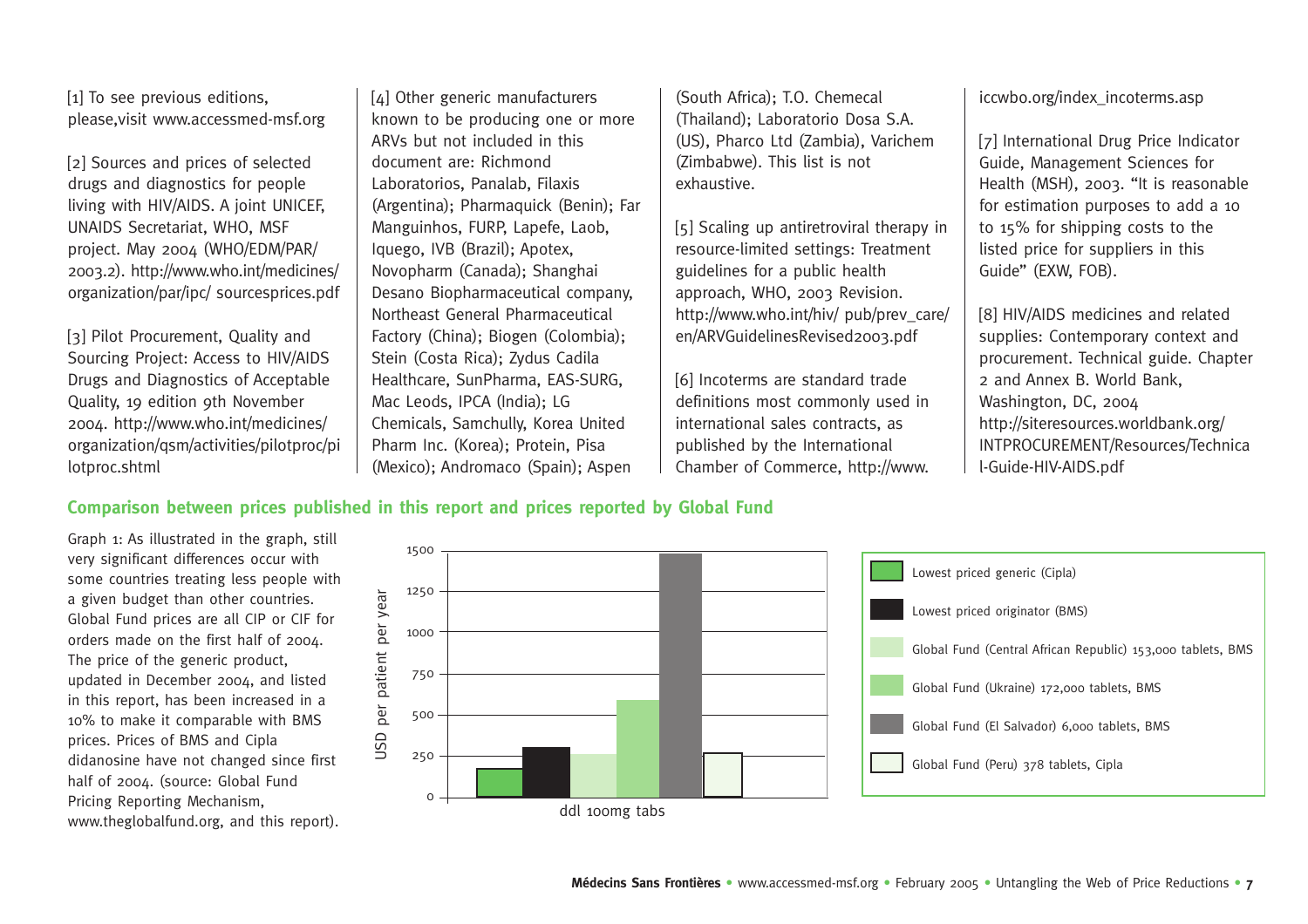[1] To see previous editions, please,visit www.accessmed-msf.org

[2] Sources and prices of selected drugs and diagnostics for people living with HIV/AIDS. A joint UNICEF, UNAIDS Secretariat, WHO, MSF project. May 2004 (WHO/EDM/PAR/2003.2). http://www.who.int/medicines/organization/par/ipc/ sourcesprices.pdf

[3] Pilot Procurement, Quality and Sourcing Project: Access to HIV/AIDS Drugs and Diagnostics of Acceptable Quality, 19 edition 9th November 2004. http://www.who.int/medicines/organization/qsm/activities/pilotproc/pilotproc.shtml

[4] Other generic manufacturers known to be producing one or more ARVs but not included in this document are: Richmond Laboratorios, Panalab, Filaxis (Argentina); Pharmaquick (Benin); Far Manguinhos, FURP, Lapefe, Laob, Iquego, IVB (Brazil); Apotex, Novopharm (Canada); Shanghai Desano Biopharmaceutical company, Northeast General Pharmaceutical Factory (China); Biogen (Colombia); Stein (Costa Rica); Zydus Cadila Healthcare, SunPharma, EAS-SURG, Mac Leods, IPCA (India); LG Chemicals, Samchully, Korea United Pharm Inc. (Korea); Protein, Pisa (Mexico); Andromaco (Spain); Aspen (South Africa); T.O. Chemecal (Thailand); Laboratorio Dosa S.A. (US), Pharco Ltd (Zambia), Varichem (Zimbabwe). This list is not exhaustive.

[5] Scaling up antiretroviral therapy in resource-limited settings: Treatment guidelines for a public health approach, WHO, 2003 Revision. http://www.who.int/hiv/ pub/prev_care/en/ARVGuidelinesRevised2003.pdf

[6] Incoterms are standard trade definitions most commonly used in international sales contracts, as published by the International Chamber of Commerce, http://www.iccwbo.org/index_incoterms.asp

[7] International Drug Price Indicator Guide, Management Sciences for Health (MSH), 2003. "It is reasonable for estimation purposes to add a 10 to 15% for shipping costs to the listed price for suppliers in this Guide" (EXW, FOB).

[8] HIV/AIDS medicines and related supplies: Contemporary context and procurement. Technical guide. Chapter 2 and Annex B. World Bank, Washington, DC, 2004 http://siteresources.worldbank.org/INTPROCUREMENT/Resources/Technical-Guide-HIV-AIDS.pdf

## Comparison between prices published in this report and prices reported by Global Fund

Graph 1: As illustrated in the graph, still very significant differences occur with some countries treating less people with a given budget than other countries. Global Fund prices are all CIP or CIF for orders made on the first half of 2004. The price of the generic product, updated in December 2004, and listed in this report, has been increased in a 10% to make it comparable with BMS prices. Prices of BMS and Cipla didanosine have not changed since first half of 2004. (source: Global Fund Pricing Reporting Mechanism, www.theglobalfund.org, and this report).

USD per patient per year — ddl 100mg tabs

- Lowest priced generic (Cipla)
- Lowest priced originator (BMS)
- Global Fund (Central African Republic) 153,000 tablets, BMS
- Global Fund (Ukraine) 172,000 tablets, BMS
- Global Fund (El Salvador) 6,000 tablets, BMS
- Global Fund (Peru) 378 tablets, Cipla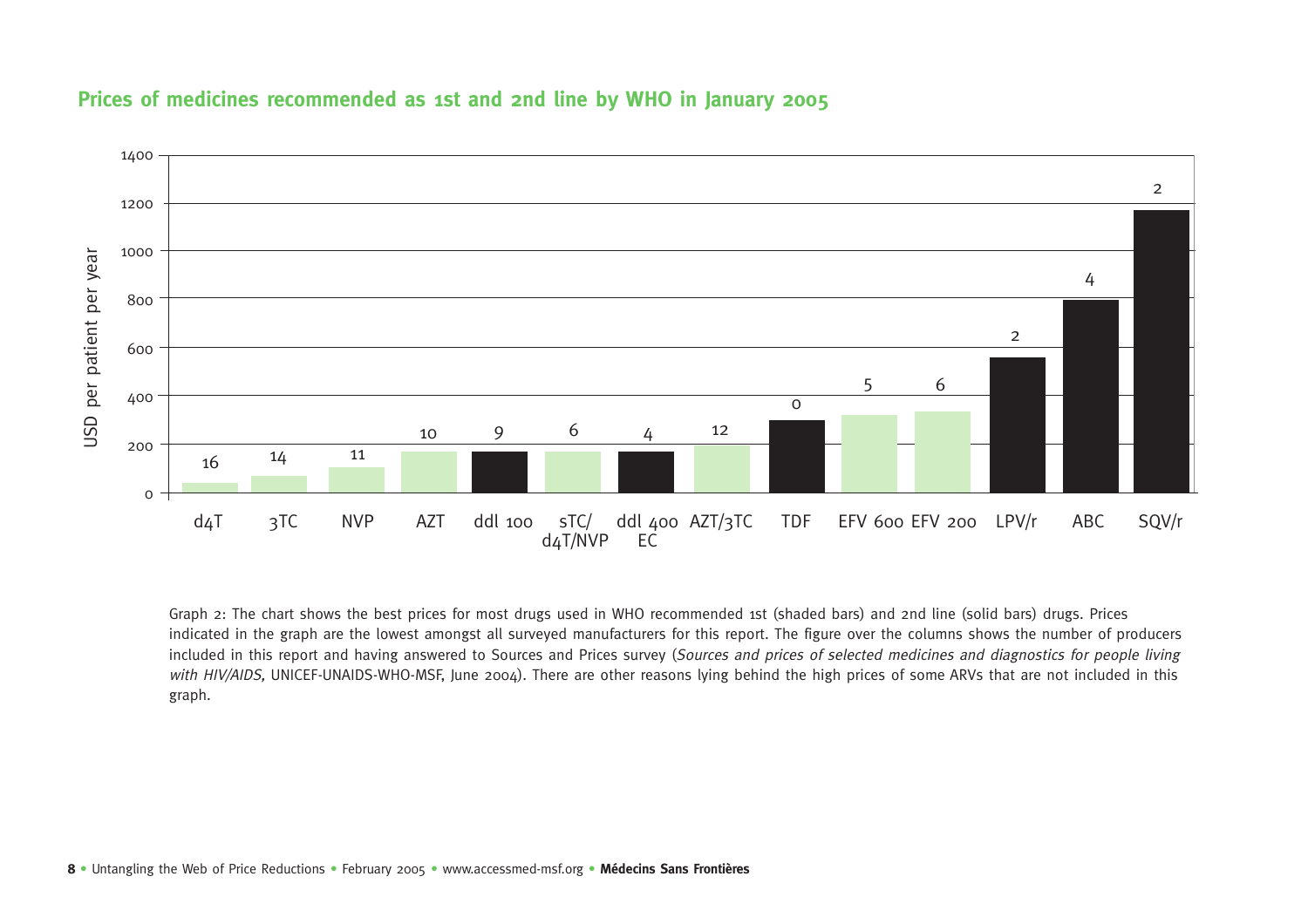## Prices of medicines recommended as 1st and 2nd line by WHO in January 2005

Graph 2: The chart shows the best prices for most drugs used in WHO recommended 1st (shaded bars) and 2nd line (solid bars) drugs. Prices indicated in the graph are the lowest amongst all surveyed manufacturers for this report. The figure over the columns shows the number of producers included in this report and having answered to Sources and Prices survey (*Sources and prices of selected medicines and diagnostics for people living with HIV/AIDS,* UNICEF-UNAIDS-WHO-MSF, June 2004). There are other reasons lying behind the high prices of some ARVs that are not included in this graph.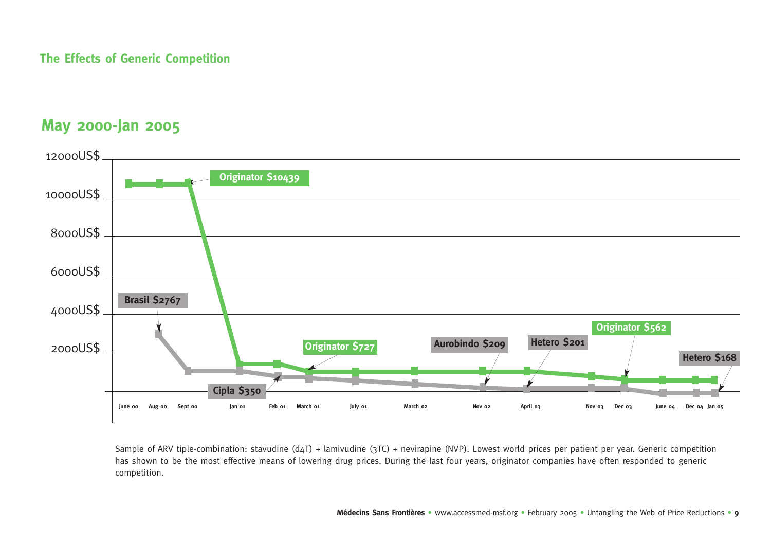## The Effects of Generic Competition

### May 2000-Jan 2005

12000US$
10000US$
8000US$
6000US$
4000US$
2000US$

Originator $10439
Brasil $2767
Originator $727
Aurobindo $209
Hetero $201
Originator $562
Hetero $168
Cipla $350

June 00 | Aug 00 | Sept 00 | Jan 01 | Feb 01 | March 01 | July 01 | March 02 | Nov 02 | April 03 | Nov 03 | Dec 03 | June 04 | Dec 04 | Jan 05

Sample of ARV tiple-combination: stavudine (d4T) + lamivudine (3TC) + nevirapine (NVP). Lowest world prices per patient per year. Generic competition has shown to be the most effective means of lowering drug prices. During the last four years, originator companies have often responded to generic competition.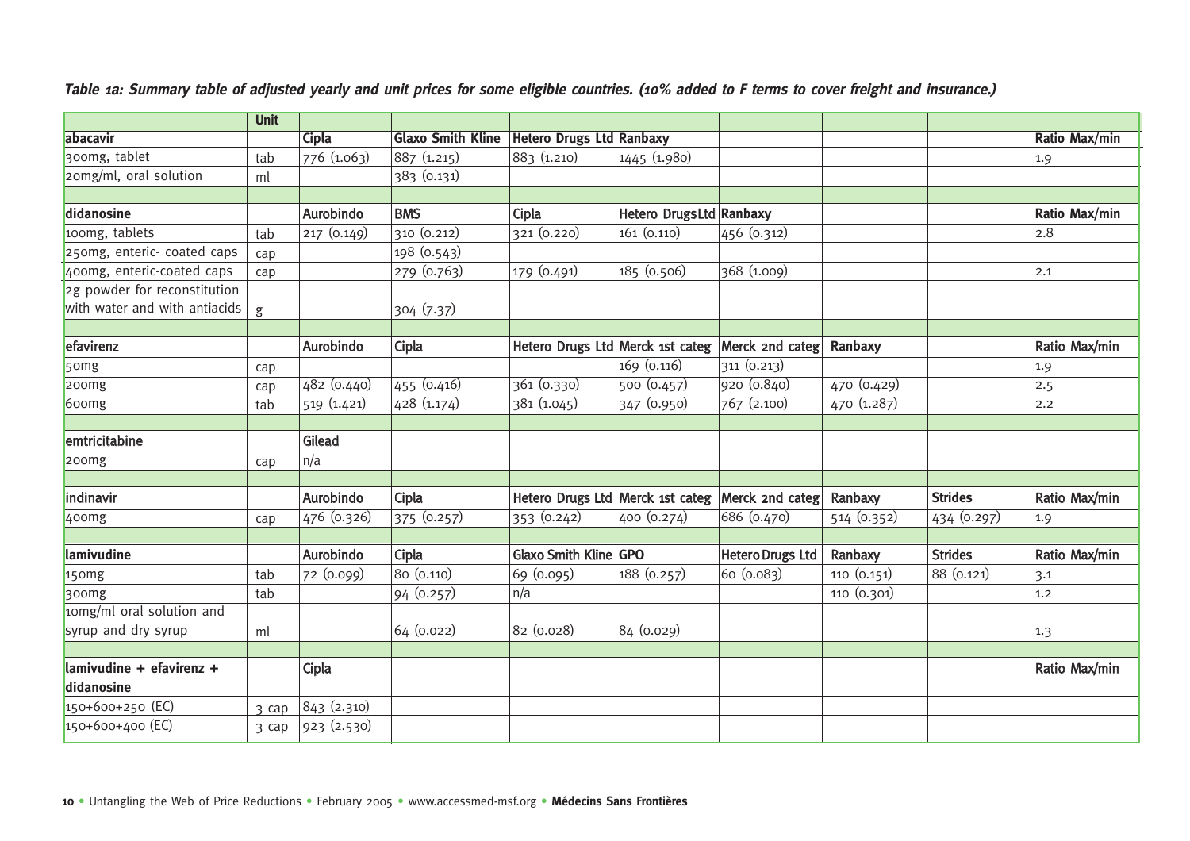***Table 1a: Summary table of adjusted yearly and unit prices for some eligible countries. (10% added to F terms to cover freight and insurance.)***

| | Unit | | | | | | | | |
|---|---|---|---|---|---|---|---|---|---|
| **abacavir** | | **Cipla** | **Glaxo Smith Kline** | **Hetero Drugs Ltd** | **Ranbaxy** | | | | **Ratio Max/min** |
| 300mg, tablet | tab | 776 (1.063) | 887 (1.215) | 883 (1.210) | 1445 (1.980) | | | | 1.9 |
| 20mg/ml, oral solution | ml | | 383 (0.131) | | | | | | |
| | | | | | | | | | |
| **didanosine** | | **Aurobindo** | **BMS** | **Cipla** | **Hetero Drugs Ltd** | **Ranbaxy** | | | **Ratio Max/min** |
| 100mg, tablets | tab | 217 (0.149) | 310 (0.212) | 321 (0.220) | 161 (0.110) | 456 (0.312) | | | 2.8 |
| 250mg, enteric- coated caps | cap | | 198 (0.543) | | | | | | |
| 400mg, enteric-coated caps | cap | | 279 (0.763) | 179 (0.491) | 185 (0.506) | 368 (1.009) | | | 2.1 |
| 2g powder for reconstitution with water and with antiacids | g | | 304 (7.37) | | | | | | |
| | | | | | | | | | |
| **efavirenz** | | **Aurobindo** | **Cipla** | **Hetero Drugs Ltd** | **Merck 1st categ** | **Merck 2nd categ** | **Ranbaxy** | | **Ratio Max/min** |
| 50mg | cap | | | | 169 (0.116) | 311 (0.213) | | | 1.9 |
| 200mg | cap | 482 (0.440) | 455 (0.416) | 361 (0.330) | 500 (0.457) | 920 (0.840) | 470 (0.429) | | 2.5 |
| 600mg | tab | 519 (1.421) | 428 (1.174) | 381 (1.045) | 347 (0.950) | 767 (2.100) | 470 (1.287) | | 2.2 |
| | | | | | | | | | |
| **emtricitabine** | | **Gilead** | | | | | | | |
| 200mg | cap | n/a | | | | | | | |
| | | | | | | | | | |
| **indinavir** | | **Aurobindo** | **Cipla** | **Hetero Drugs Ltd** | **Merck 1st categ** | **Merck 2nd categ** | **Ranbaxy** | **Strides** | **Ratio Max/min** |
| 400mg | cap | 476 (0.326) | 375 (0.257) | 353 (0.242) | 400 (0.274) | 686 (0.470) | 514 (0.352) | 434 (0.297) | 1.9 |
| | | | | | | | | | |
| **lamivudine** | | **Aurobindo** | **Cipla** | **Glaxo Smith Kline** | **GPO** | **Hetero Drugs Ltd** | **Ranbaxy** | **Strides** | **Ratio Max/min** |
| 150mg | tab | 72 (0.099) | 80 (0.110) | 69 (0.095) | 188 (0.257) | 60 (0.083) | 110 (0.151) | 88 (0.121) | 3.1 |
| 300mg | tab | | 94 (0.257) | n/a | | | 110 (0.301) | | 1.2 |
| 10mg/ml oral solution and syrup and dry syrup | ml | | 64 (0.022) | 82 (0.028) | 84 (0.029) | | | | 1.3 |
| | | | | | | | | | |
| **lamivudine + efavirenz + didanosine** | | **Cipla** | | | | | | | **Ratio Max/min** |
| 150+600+250 (EC) | 3 cap | 843 (2.310) | | | | | | | |
| 150+600+400 (EC) | 3 cap | 923 (2.530) | | | | | | | |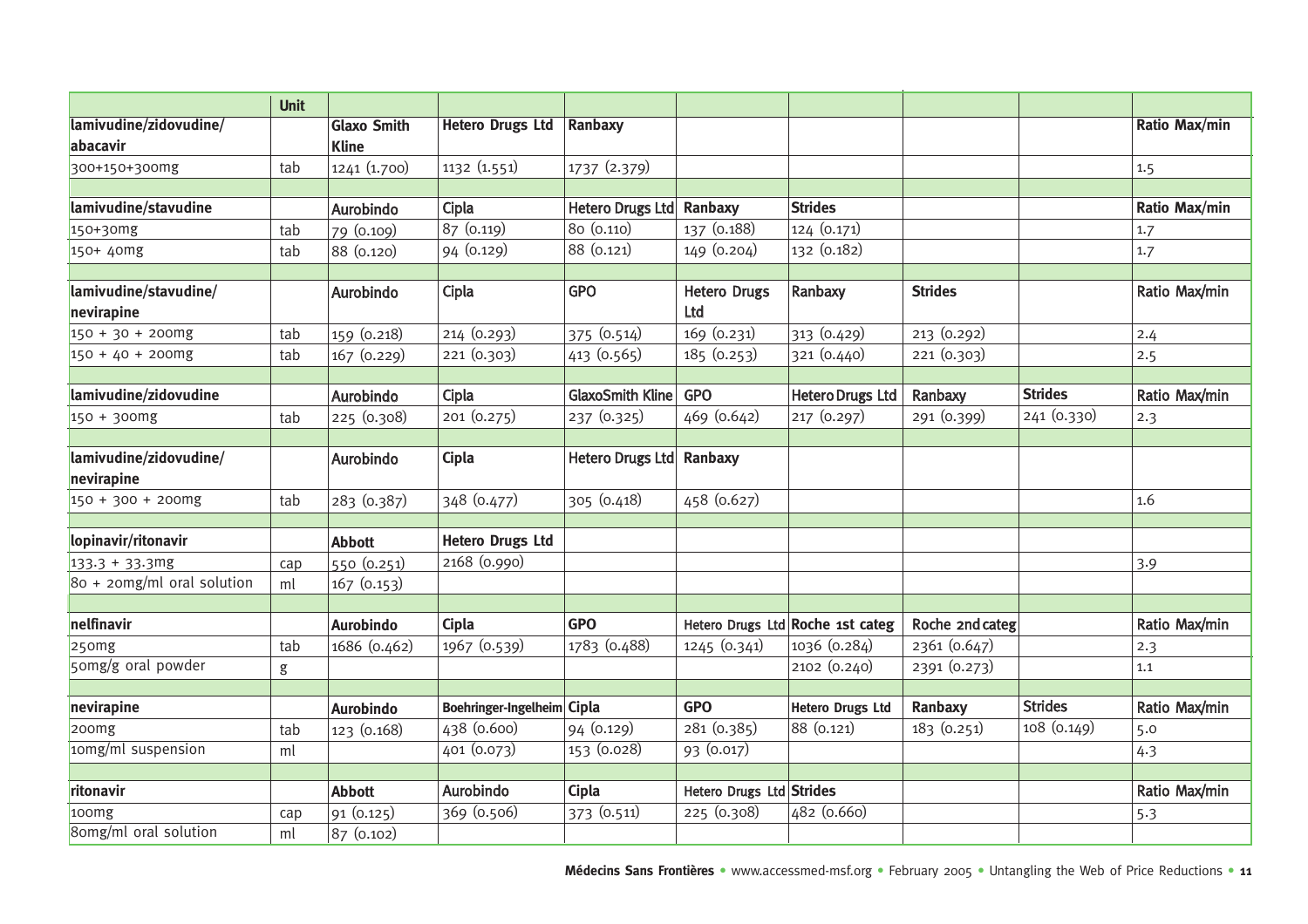| | Unit | | | | | | | | |
|---|---|---|---|---|---|---|---|---|---|
| **lamivudine/zidovudine/ abacavir** | | **Glaxo Smith Kline** | **Hetero Drugs Ltd** | **Ranbaxy** | | | | | **Ratio Max/min** |
| 300+150+300mg | tab | 1241 (1.700) | 1132 (1.551) | 1737 (2.379) | | | | | 1.5 |
| | | | | | | | | | |
| **lamivudine/stavudine** | | **Aurobindo** | **Cipla** | **Hetero Drugs Ltd** | **Ranbaxy** | **Strides** | | | **Ratio Max/min** |
| 150+30mg | tab | 79 (0.109) | 87 (0.119) | 80 (0.110) | 137 (0.188) | 124 (0.171) | | | 1.7 |
| 150+ 40mg | tab | 88 (0.120) | 94 (0.129) | 88 (0.121) | 149 (0.204) | 132 (0.182) | | | 1.7 |
| | | | | | | | | | |
| **lamivudine/stavudine/ nevirapine** | | **Aurobindo** | **Cipla** | **GPO** | **Hetero Drugs Ltd** | **Ranbaxy** | **Strides** | | **Ratio Max/min** |
| 150 + 30 + 200mg | tab | 159 (0.218) | 214 (0.293) | 375 (0.514) | 169 (0.231) | 313 (0.429) | 213 (0.292) | | 2.4 |
| 150 + 40 + 200mg | tab | 167 (0.229) | 221 (0.303) | 413 (0.565) | 185 (0.253) | 321 (0.440) | 221 (0.303) | | 2.5 |
| | | | | | | | | | |
| **lamivudine/zidovudine** | | **Aurobindo** | **Cipla** | **GlaxoSmith Kline** | **GPO** | **Hetero Drugs Ltd** | **Ranbaxy** | **Strides** | **Ratio Max/min** |
| 150 + 300mg | tab | 225 (0.308) | 201 (0.275) | 237 (0.325) | 469 (0.642) | 217 (0.297) | 291 (0.399) | 241 (0.330) | 2.3 |
| | | | | | | | | | |
| **lamivudine/zidovudine/ nevirapine** | | **Aurobindo** | **Cipla** | **Hetero Drugs Ltd** | **Ranbaxy** | | | | |
| 150 + 300 + 200mg | tab | 283 (0.387) | 348 (0.477) | 305 (0.418) | 458 (0.627) | | | | 1.6 |
| | | | | | | | | | |
| **lopinavir/ritonavir** | | **Abbott** | **Hetero Drugs Ltd** | | | | | | |
| 133.3 + 33.3mg | cap | 550 (0.251) | 2168 (0.990) | | | | | | 3.9 |
| 80 + 20mg/ml oral solution | ml | 167 (0.153) | | | | | | | |
| | | | | | | | | | |
| **nelfinavir** | | **Aurobindo** | **Cipla** | **GPO** | **Hetero Drugs Ltd** | **Roche 1st categ** | **Roche 2nd categ** | | **Ratio Max/min** |
| 250mg | tab | 1686 (0.462) | 1967 (0.539) | 1783 (0.488) | 1245 (0.341) | 1036 (0.284) | 2361 (0.647) | | 2.3 |
| 50mg/g oral powder | g | | | | | 2102 (0.240) | 2391 (0.273) | | 1.1 |
| | | | | | | | | | |
| **nevirapine** | | **Aurobindo** | **Boehringer-Ingelheim** | **Cipla** | **GPO** | **Hetero Drugs Ltd** | **Ranbaxy** | **Strides** | **Ratio Max/min** |
| 200mg | tab | 123 (0.168) | 438 (0.600) | 94 (0.129) | 281 (0.385) | 88 (0.121) | 183 (0.251) | 108 (0.149) | 5.0 |
| 10mg/ml suspension | ml | | 401 (0.073) | 153 (0.028) | 93 (0.017) | | | | 4.3 |
| | | | | | | | | | |
| **ritonavir** | | **Abbott** | **Aurobindo** | **Cipla** | **Hetero Drugs Ltd** | **Strides** | | | **Ratio Max/min** |
| 100mg | cap | 91 (0.125) | 369 (0.506) | 373 (0.511) | 225 (0.308) | 482 (0.660) | | | 5.3 |
| 80mg/ml oral solution | ml | 87 (0.102) | | | | | | | |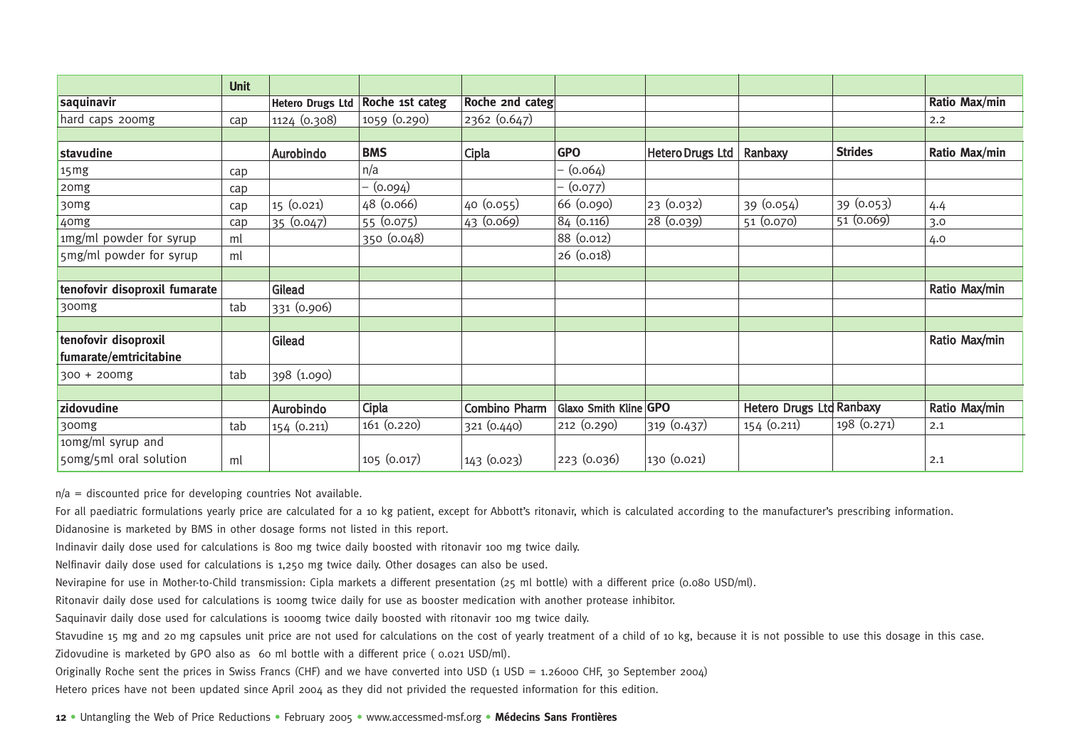| | Unit | | | | | | | | |
|---|---|---|---|---|---|---|---|---|---|
| **saquinavir** | | **Hetero Drugs Ltd** | **Roche 1st categ** | **Roche 2nd categ** | | | | | **Ratio Max/min** |
| hard caps 200mg | cap | 1124 (0.308) | 1059 (0.290) | 2362 (0.647) | | | | | 2.2 |
| | | | | | | | | | |
| **stavudine** | | **Aurobindo** | **BMS** | **Cipla** | **GPO** | **Hetero Drugs Ltd** | **Ranbaxy** | **Strides** | **Ratio Max/min** |
| 15mg | cap | | n/a | | – (0.064) | | | | |
| 20mg | cap | | – (0.094) | | – (0.077) | | | | |
| 30mg | cap | 15 (0.021) | 48 (0.066) | 40 (0.055) | 66 (0.090) | 23 (0.032) | 39 (0.054) | 39 (0.053) | 4.4 |
| 40mg | cap | 35 (0.047) | 55 (0.075) | 43 (0.069) | 84 (0.116) | 28 (0.039) | 51 (0.070) | 51 (0.069) | 3.0 |
| 1mg/ml powder for syrup | ml | | 350 (0.048) | | 88 (0.012) | | | | 4.0 |
| 5mg/ml powder for syrup | ml | | | | 26 (0.018) | | | | |
| | | | | | | | | | |
| **tenofovir disoproxil fumarate** | | **Gilead** | | | | | | | **Ratio Max/min** |
| 300mg | tab | 331 (0.906) | | | | | | | |
| | | | | | | | | | |
| **tenofovir disoproxil fumarate/emtricitabine** | | **Gilead** | | | | | | | **Ratio Max/min** |
| 300 + 200mg | tab | 398 (1.090) | | | | | | | |
| | | | | | | | | | |
| **zidovudine** | | **Aurobindo** | **Cipla** | **Combino Pharm** | **Glaxo Smith Kline** | **GPO** | **Hetero Drugs Ltd** | **Ranbaxy** | **Ratio Max/min** |
| 300mg | tab | 154 (0.211) | 161 (0.220) | 321 (0.440) | 212 (0.290) | 319 (0.437) | 154 (0.211) | 198 (0.271) | 2.1 |
| 10mg/ml syrup and 50mg/5ml oral solution | ml | | 105 (0.017) | 143 (0.023) | 223 (0.036) | 130 (0.021) | | | 2.1 |

n/a = discounted price for developing countries Not available.

For all paediatric formulations yearly price are calculated for a 10 kg patient, except for Abbott's ritonavir, which is calculated according to the manufacturer's prescribing information.

Didanosine is marketed by BMS in other dosage forms not listed in this report.

Indinavir daily dose used for calculations is 800 mg twice daily boosted with ritonavir 100 mg twice daily.

Nelfinavir daily dose used for calculations is 1,250 mg twice daily. Other dosages can also be used.

Nevirapine for use in Mother-to-Child transmission: Cipla markets a different presentation (25 ml bottle) with a different price (0.080 USD/ml).

Ritonavir daily dose used for calculations is 100mg twice daily for use as booster medication with another protease inhibitor.

Saquinavir daily dose used for calculations is 1000mg twice daily boosted with ritonavir 100 mg twice daily.

Stavudine 15 mg and 20 mg capsules unit price are not used for calculations on the cost of yearly treatment of a child of 10 kg, because it is not possible to use this dosage in this case.

Zidovudine is marketed by GPO also as 60 ml bottle with a different price ( 0.021 USD/ml).

Originally Roche sent the prices in Swiss Francs (CHF) and we have converted into USD (1 USD = 1.26000 CHF, 30 September 2004)

Hetero prices have not been updated since April 2004 as they did not privided the requested information for this edition.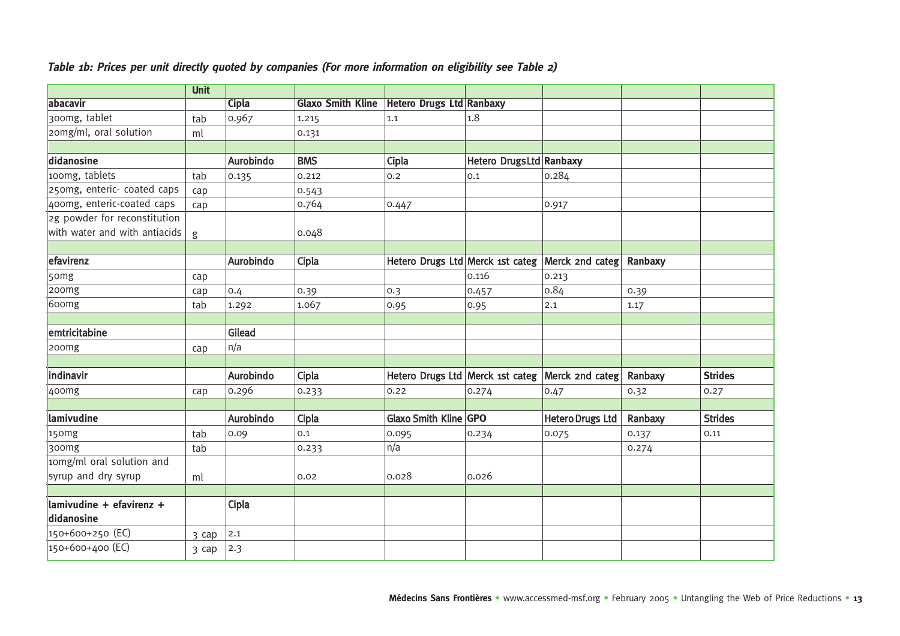***Table 1b: Prices per unit directly quoted by companies (For more information on eligibility see Table 2)***

| | Unit | | | | | | | |
|---|---|---|---|---|---|---|---|---|
| **abacavir** | | **Cipla** | **Glaxo Smith Kline** | **Hetero Drugs Ltd** | **Ranbaxy** | | | |
| 300mg, tablet | tab | 0.967 | 1.215 | 1.1 | 1.8 | | | |
| 20mg/ml, oral solution | ml | | 0.131 | | | | | |
| | | | | | | | | |
| **didanosine** | | **Aurobindo** | **BMS** | **Cipla** | **Hetero Drugs Ltd** | **Ranbaxy** | | |
| 100mg, tablets | tab | 0.135 | 0.212 | 0.2 | 0.1 | 0.284 | | |
| 250mg, enteric- coated caps | cap | | 0.543 | | | | | |
| 400mg, enteric-coated caps | cap | | 0.764 | 0.447 | | 0.917 | | |
| 2g powder for reconstitution with water and with antiacids | g | | 0.048 | | | | | |
| | | | | | | | | |
| **efavirenz** | | **Aurobindo** | **Cipla** | **Hetero Drugs Ltd** | **Merck 1st categ** | **Merck 2nd categ** | **Ranbaxy** | |
| 50mg | cap | | | | 0.116 | 0.213 | | |
| 200mg | cap | 0.4 | 0.39 | 0.3 | 0.457 | 0.84 | 0.39 | |
| 600mg | tab | 1.292 | 1.067 | 0.95 | 0.95 | 2.1 | 1.17 | |
| | | | | | | | | |
| **emtricitabine** | | **Gilead** | | | | | | |
| 200mg | cap | n/a | | | | | | |
| | | | | | | | | |
| **indinavir** | | **Aurobindo** | **Cipla** | **Hetero Drugs Ltd** | **Merck 1st categ** | **Merck 2nd categ** | **Ranbaxy** | **Strides** |
| 400mg | cap | 0.296 | 0.233 | 0.22 | 0.274 | 0.47 | 0.32 | 0.27 |
| | | | | | | | | |
| **lamivudine** | | **Aurobindo** | **Cipla** | **Glaxo Smith Kline** | **GPO** | **Hetero Drugs Ltd** | **Ranbaxy** | **Strides** |
| 150mg | tab | 0.09 | 0.1 | 0.095 | 0.234 | 0.075 | 0.137 | 0.11 |
| 300mg | tab | | 0.233 | n/a | | | 0.274 | |
| 10mg/ml oral solution and syrup and dry syrup | ml | | 0.02 | 0.028 | 0.026 | | | |
| | | | | | | | | |
| **lamivudine + efavirenz + didanosine** | | **Cipla** | | | | | | |
| 150+600+250 (EC) | 3 cap | 2.1 | | | | | | |
| 150+600+400 (EC) | 3 cap | 2.3 | | | | | | |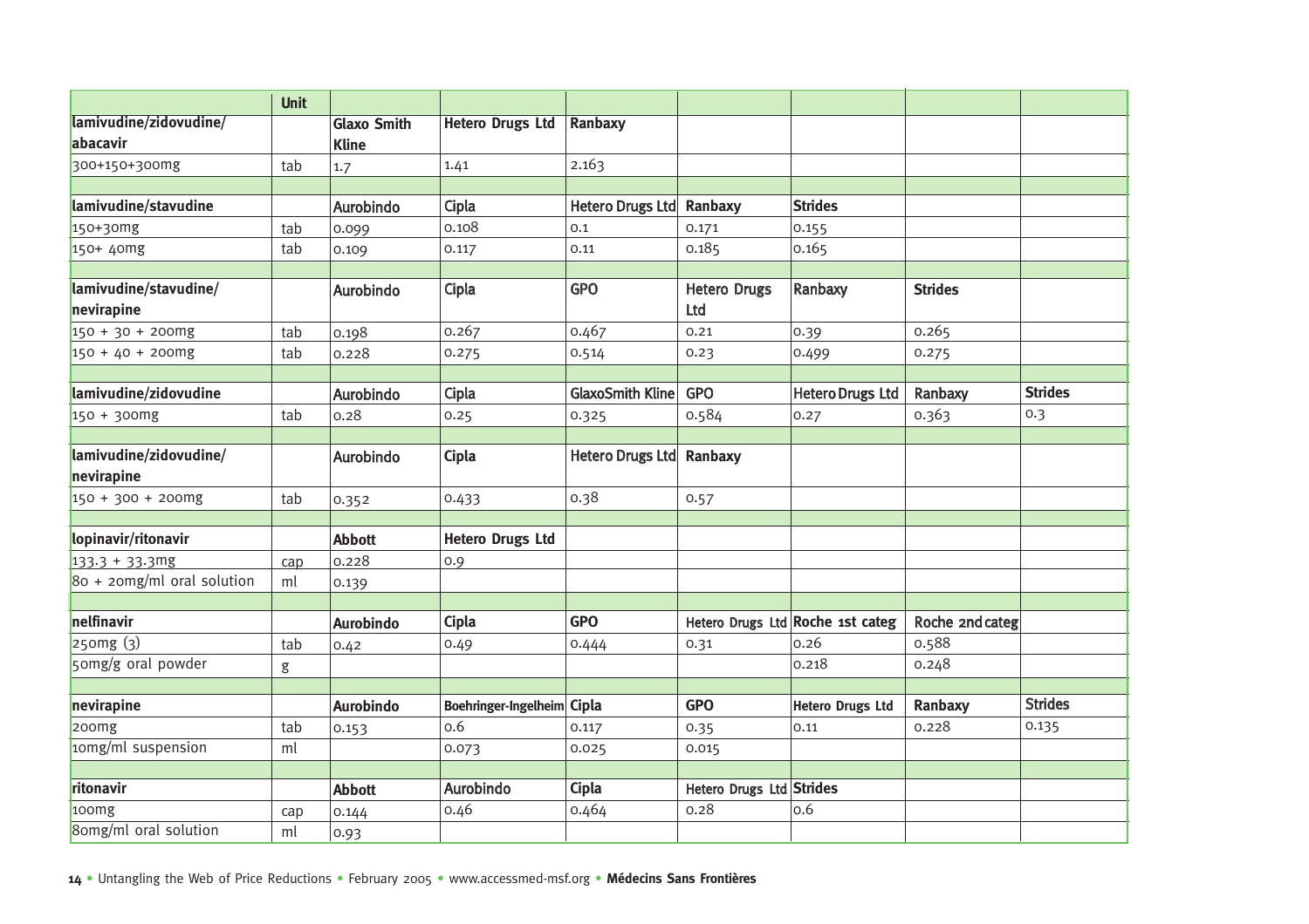| | Unit | | | | | | | |
|---|---|---|---|---|---|---|---|---|
| **lamivudine/zidovudine/ abacavir** | | **Glaxo Smith Kline** | **Hetero Drugs Ltd** | **Ranbaxy** | | | | |
| 300+150+300mg | tab | 1.7 | 1.41 | 2.163 | | | | |
| | | | | | | | | |
| **lamivudine/stavudine** | | **Aurobindo** | **Cipla** | **Hetero Drugs Ltd** | **Ranbaxy** | **Strides** | | |
| 150+30mg | tab | 0.099 | 0.108 | 0.1 | 0.171 | 0.155 | | |
| 150+ 40mg | tab | 0.109 | 0.117 | 0.11 | 0.185 | 0.165 | | |
| | | | | | | | | |
| **lamivudine/stavudine/ nevirapine** | | **Aurobindo** | **Cipla** | **GPO** | **Hetero Drugs Ltd** | **Ranbaxy** | **Strides** | |
| 150 + 30 + 200mg | tab | 0.198 | 0.267 | 0.467 | 0.21 | 0.39 | 0.265 | |
| 150 + 40 + 200mg | tab | 0.228 | 0.275 | 0.514 | 0.23 | 0.499 | 0.275 | |
| | | | | | | | | |
| **lamivudine/zidovudine** | | **Aurobindo** | **Cipla** | **GlaxoSmith Kline** | **GPO** | **Hetero Drugs Ltd** | **Ranbaxy** | **Strides** |
| 150 + 300mg | tab | 0.28 | 0.25 | 0.325 | 0.584 | 0.27 | 0.363 | 0.3 |
| | | | | | | | | |
| **lamivudine/zidovudine/ nevirapine** | | **Aurobindo** | **Cipla** | **Hetero Drugs Ltd** | **Ranbaxy** | | | |
| 150 + 300 + 200mg | tab | 0.352 | 0.433 | 0.38 | 0.57 | | | |
| | | | | | | | | |
| **lopinavir/ritonavir** | | **Abbott** | **Hetero Drugs Ltd** | | | | | |
| 133.3 + 33.3mg | cap | 0.228 | 0.9 | | | | | |
| 80 + 20mg/ml oral solution | ml | 0.139 | | | | | | |
| | | | | | | | | |
| **nelfinavir** | | **Aurobindo** | **Cipla** | **GPO** | **Hetero Drugs Ltd** | **Roche 1st categ** | **Roche 2nd categ** | |
| 250mg (3) | tab | 0.42 | 0.49 | 0.444 | 0.31 | 0.26 | 0.588 | |
| 50mg/g oral powder | g | | | | | 0.218 | 0.248 | |
| | | | | | | | | |
| **nevirapine** | | **Aurobindo** | **Boehringer-Ingelheim** | **Cipla** | **GPO** | **Hetero Drugs Ltd** | **Ranbaxy** | **Strides** |
| 200mg | tab | 0.153 | 0.6 | 0.117 | 0.35 | 0.11 | 0.228 | 0.135 |
| 10mg/ml suspension | ml | | 0.073 | 0.025 | 0.015 | | | |
| | | | | | | | | |
| **ritonavir** | | **Abbott** | **Aurobindo** | **Cipla** | **Hetero Drugs Ltd** | **Strides** | | |
| 100mg | cap | 0.144 | 0.46 | 0.464 | 0.28 | 0.6 | | |
| 80mg/ml oral solution | ml | 0.93 | | | | | | |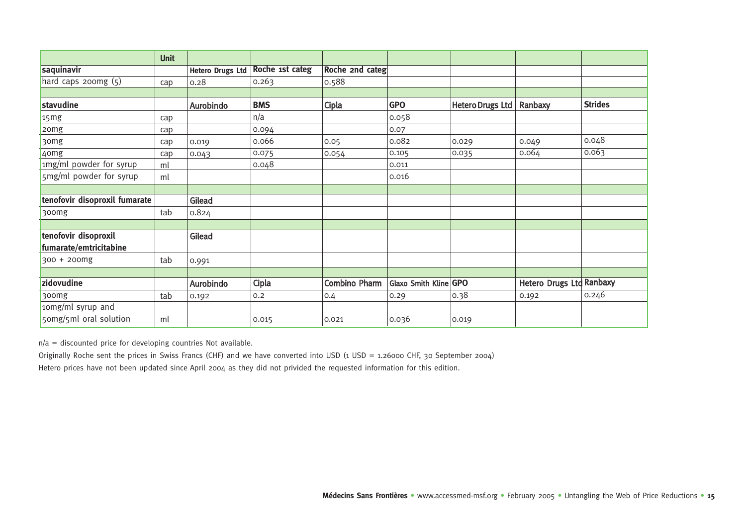| | Unit | | | | | | | |
|---|---|---|---|---|---|---|---|---|
| **saquinavir** | | **Hetero Drugs Ltd** | **Roche 1st categ** | **Roche 2nd categ** | | | | |
| hard caps 200mg (5) | cap | 0.28 | 0.263 | 0.588 | | | | |
| | | | | | | | | |
| **stavudine** | | **Aurobindo** | **BMS** | **Cipla** | **GPO** | **Hetero Drugs Ltd** | **Ranbaxy** | **Strides** |
| 15mg | cap | | n/a | | 0.058 | | | |
| 20mg | cap | | 0.094 | | 0.07 | | | |
| 30mg | cap | 0.019 | 0.066 | 0.05 | 0.082 | 0.029 | 0.049 | 0.048 |
| 40mg | cap | 0.043 | 0.075 | 0.054 | 0.105 | 0.035 | 0.064 | 0.063 |
| 1mg/ml powder for syrup | ml | | 0.048 | | 0.011 | | | |
| 5mg/ml powder for syrup | ml | | | | 0.016 | | | |
| | | | | | | | | |
| **tenofovir disoproxil fumarate** | | **Gilead** | | | | | | |
| 300mg | tab | 0.824 | | | | | | |
| | | | | | | | | |
| **tenofovir disoproxil fumarate/emtricitabine** | | **Gilead** | | | | | | |
| 300 + 200mg | tab | 0.991 | | | | | | |
| | | | | | | | | |
| **zidovudine** | | **Aurobindo** | **Cipla** | **Combino Pharm** | **Glaxo Smith Kline** | **GPO** | **Hetero Drugs Ltd** | **Ranbaxy** |
| 300mg | tab | 0.192 | 0.2 | 0.4 | 0.29 | 0.38 | 0.192 | 0.246 |
| 10mg/ml syrup and 50mg/5ml oral solution | ml | | 0.015 | 0.021 | 0.036 | 0.019 | | |

n/a = discounted price for developing countries Not available.

Originally Roche sent the prices in Swiss Francs (CHF) and we have converted into USD (1 USD = 1.26000 CHF, 30 September 2004)

Hetero prices have not been updated since April 2004 as they did not privided the requested information for this edition.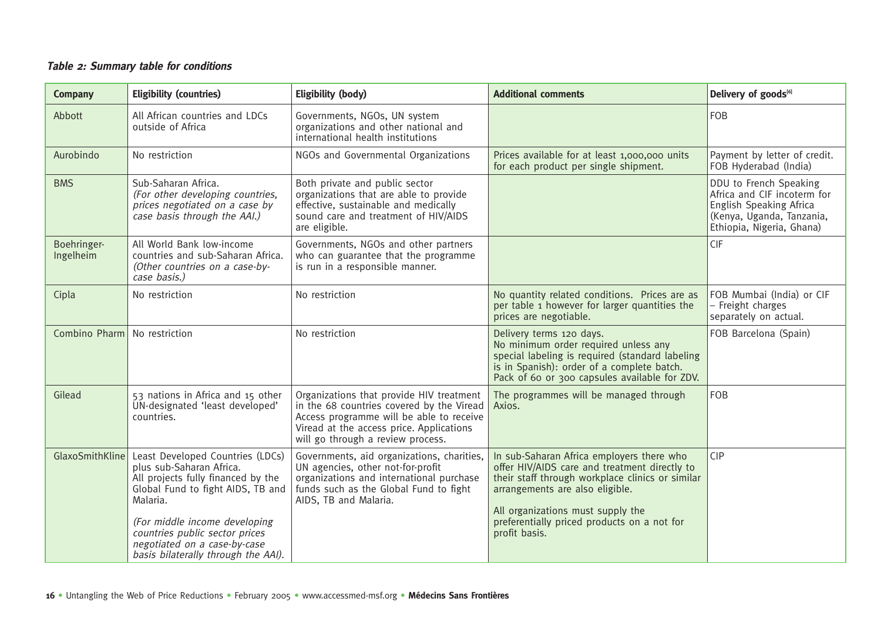***Table 2: Summary table for conditions***

| Company | Eligibility (countries) | Eligibility (body) | Additional comments | Delivery of goods[6] |
|---|---|---|---|---|
| Abbott | All African countries and LDCs outside of Africa | Governments, NGOs, UN system organizations and other national and international health institutions | | FOB |
| Aurobindo | No restriction | NGOs and Governmental Organizations | Prices available for at least 1,000,000 units for each product per single shipment. | Payment by letter of credit. FOB Hyderabad (India) |
| BMS | Sub-Saharan Africa. *(For other developing countries, prices negotiated on a case by case basis through the AAI.)* | Both private and public sector organizations that are able to provide effective, sustainable and medically sound care and treatment of HIV/AIDS are eligible. | | DDU to French Speaking Africa and CIF incoterm for English Speaking Africa (Kenya, Uganda, Tanzania, Ethiopia, Nigeria, Ghana) |
| Boehringer-Ingelheim | All World Bank low-income countries and sub-Saharan Africa. *(Other countries on a case-by-case basis.)* | Governments, NGOs and other partners who can guarantee that the programme is run in a responsible manner. | | CIF |
| Cipla | No restriction | No restriction | No quantity related conditions. Prices are as per table 1 however for larger quantities the prices are negotiable. | FOB Mumbai (India) or CIF – Freight charges separately on actual. |
| Combino Pharm | No restriction | No restriction | Delivery terms 120 days. No minimum order required unless any special labeling is required (standard labeling is in Spanish): order of a complete batch. Pack of 60 or 300 capsules available for ZDV. | FOB Barcelona (Spain) |
| Gilead | 53 nations in Africa and 15 other UN-designated 'least developed' countries. | Organizations that provide HIV treatment in the 68 countries covered by the Viread Access programme will be able to receive Viread at the access price. Applications will go through a review process. | The programmes will be managed through Axios. | FOB |
| GlaxoSmithKline | Least Developed Countries (LDCs) plus sub-Saharan Africa. All projects fully financed by the Global Fund to fight AIDS, TB and Malaria. *(For middle income developing countries public sector prices negotiated on a case-by-case basis bilaterally through the AAI).* | Governments, aid organizations, charities, UN agencies, other not-for-profit organizations and international purchase funds such as the Global Fund to fight AIDS, TB and Malaria. | In sub-Saharan Africa employers there who offer HIV/AIDS care and treatment directly to their staff through workplace clinics or similar arrangements are also eligible. All organizations must supply the preferentially priced products on a not for profit basis. | CIP |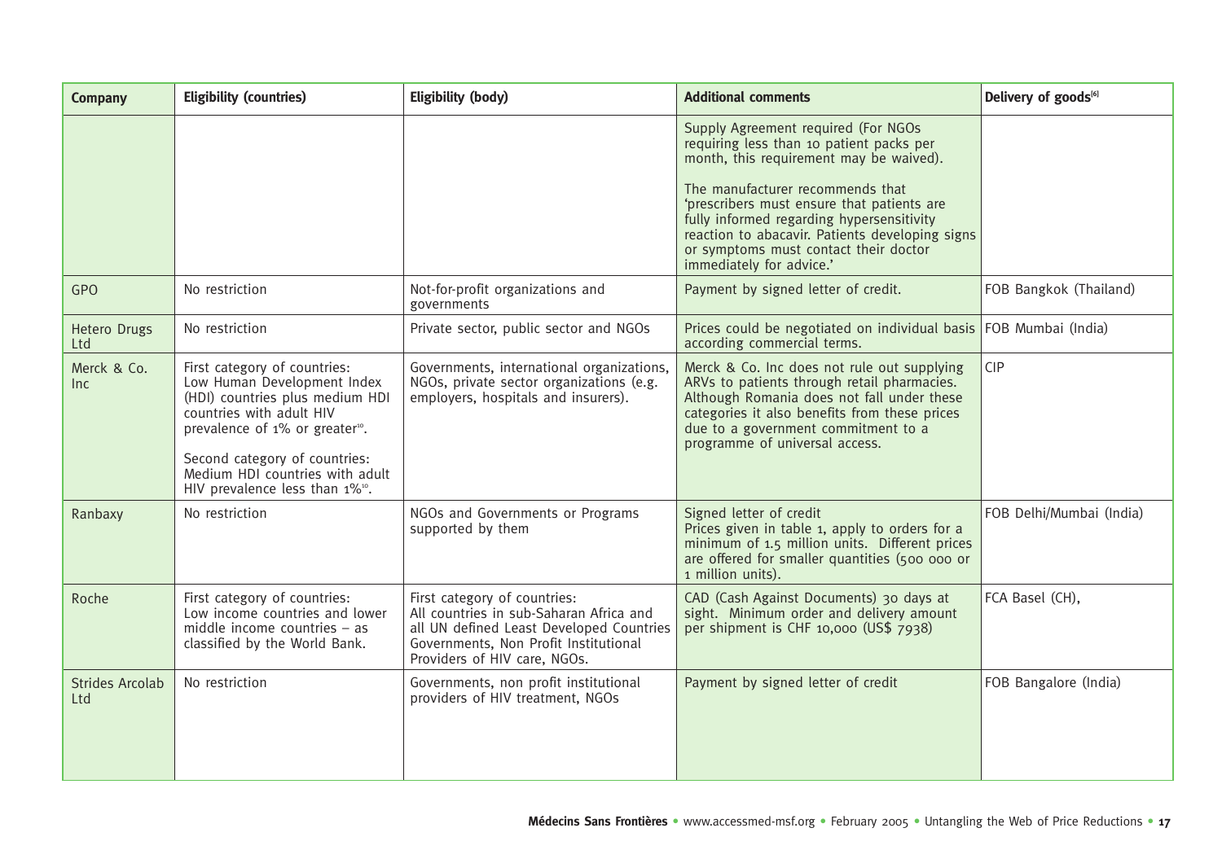| Company | Eligibility (countries) | Eligibility (body) | Additional comments | Delivery of goods[6] |
|---|---|---|---|---|
| | | | Supply Agreement required (For NGOs requiring less than 10 patient packs per month, this requirement may be waived).<br><br>The manufacturer recommends that 'prescribers must ensure that patients are fully informed regarding hypersensitivity reaction to abacavir. Patients developing signs or symptoms must contact their doctor immediately for advice.' | |
| GPO | No restriction | Not-for-profit organizations and governments | Payment by signed letter of credit. | FOB Bangkok (Thailand) |
| Hetero Drugs Ltd | No restriction | Private sector, public sector and NGOs | Prices could be negotiated on individual basis according commercial terms. | FOB Mumbai (India) |
| Merck & Co. Inc | First category of countries: Low Human Development Index (HDI) countries plus medium HDI countries with adult HIV prevalence of 1% or greater[10].<br><br>Second category of countries: Medium HDI countries with adult HIV prevalence less than 1%[10]. | Governments, international organizations, NGOs, private sector organizations (e.g. employers, hospitals and insurers). | Merck & Co. Inc does not rule out supplying ARVs to patients through retail pharmacies. Although Romania does not fall under these categories it also benefits from these prices due to a government commitment to a programme of universal access. | CIP |
| Ranbaxy | No restriction | NGOs and Governments or Programs supported by them | Signed letter of credit<br>Prices given in table 1, apply to orders for a minimum of 1.5 million units. Different prices are offered for smaller quantities (500 000 or 1 million units). | FOB Delhi/Mumbai (India) |
| Roche | First category of countries: Low income countries and lower middle income countries – as classified by the World Bank. | First category of countries: All countries in sub-Saharan Africa and all UN defined Least Developed Countries Governments, Non Profit Institutional Providers of HIV care, NGOs. | CAD (Cash Against Documents) 30 days at sight. Minimum order and delivery amount per shipment is CHF 10,000 (US$ 7938) | FCA Basel (CH), |
| Strides Arcolab Ltd | No restriction | Governments, non profit institutional providers of HIV treatment, NGOs | Payment by signed letter of credit | FOB Bangalore (India) |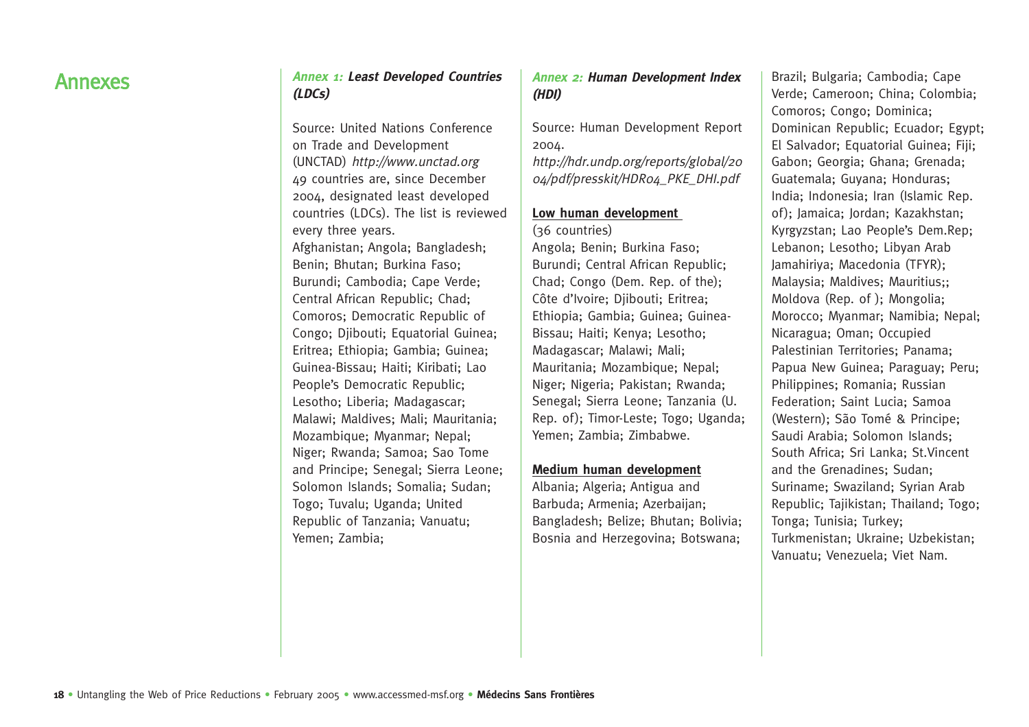# Annexes

### *Annex 1:* Least Developed Countries (LDCs)

Source: United Nations Conference on Trade and Development (UNCTAD) *http://www.unctad.org*
49 countries are, since December 2004, designated least developed countries (LDCs). The list is reviewed every three years.
Afghanistan; Angola; Bangladesh; Benin; Bhutan; Burkina Faso; Burundi; Cambodia; Cape Verde; Central African Republic; Chad; Comoros; Democratic Republic of Congo; Djibouti; Equatorial Guinea; Eritrea; Ethiopia; Gambia; Guinea; Guinea-Bissau; Haiti; Kiribati; Lao People's Democratic Republic; Lesotho; Liberia; Madagascar; Malawi; Maldives; Mali; Mauritania; Mozambique; Myanmar; Nepal; Niger; Rwanda; Samoa; Sao Tome and Principe; Senegal; Sierra Leone; Solomon Islands; Somalia; Sudan; Togo; Tuvalu; Uganda; United Republic of Tanzania; Vanuatu; Yemen; Zambia;

### *Annex 2:* Human Development Index (HDI)

Source: Human Development Report 2004.
*http://hdr.undp.org/reports/global/2004/pdf/presskit/HDR04_PKE_DHI.pdf*

**Low human development**
(36 countries)
Angola; Benin; Burkina Faso; Burundi; Central African Republic; Chad; Congo (Dem. Rep. of the); Côte d'Ivoire; Djibouti; Eritrea; Ethiopia; Gambia; Guinea; Guinea-Bissau; Haiti; Kenya; Lesotho; Madagascar; Malawi; Mali; Mauritania; Mozambique; Nepal; Niger; Nigeria; Pakistan; Rwanda; Senegal; Sierra Leone; Tanzania (U. Rep. of); Timor-Leste; Togo; Uganda; Yemen; Zambia; Zimbabwe.

**Medium human development**
Albania; Algeria; Antigua and Barbuda; Armenia; Azerbaijan; Bangladesh; Belize; Bhutan; Bolivia; Bosnia and Herzegovina; Botswana; Brazil; Bulgaria; Cambodia; Cape Verde; Cameroon; China; Colombia; Comoros; Congo; Dominica; Dominican Republic; Ecuador; Egypt; El Salvador; Equatorial Guinea; Fiji; Gabon; Georgia; Ghana; Grenada; Guatemala; Guyana; Honduras; India; Indonesia; Iran (Islamic Rep. of); Jamaica; Jordan; Kazakhstan; Kyrgyzstan; Lao People's Dem.Rep; Lebanon; Lesotho; Libyan Arab Jamahiriya; Macedonia (TFYR); Malaysia; Maldives; Mauritius;; Moldova (Rep. of ); Mongolia; Morocco; Myanmar; Namibia; Nepal; Nicaragua; Oman; Occupied Palestinian Territories; Panama; Papua New Guinea; Paraguay; Peru; Philippines; Romania; Russian Federation; Saint Lucia; Samoa (Western); São Tomé & Principe; Saudi Arabia; Solomon Islands; South Africa; Sri Lanka; St.Vincent and the Grenadines; Sudan; Suriname; Swaziland; Syrian Arab Republic; Tajikistan; Thailand; Togo; Tonga; Tunisia; Turkey; Turkmenistan; Ukraine; Uzbekistan; Vanuatu; Venezuela; Viet Nam.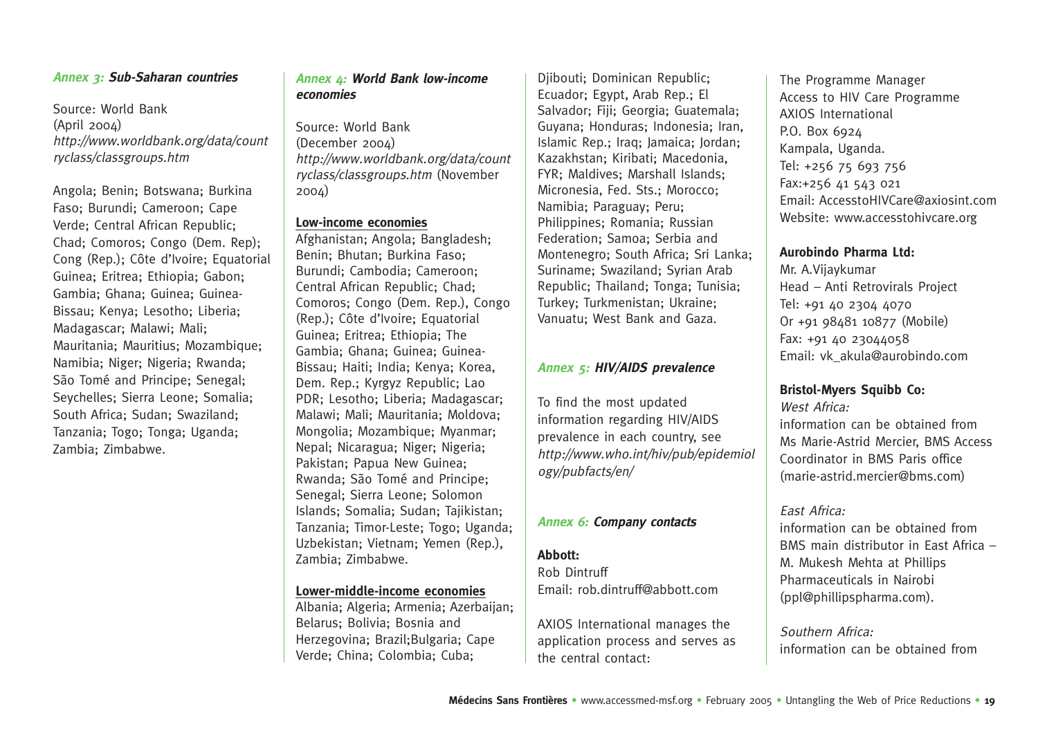## *Annex 3:* Sub-Saharan countries

Source: World Bank (April 2004) *http://www.worldbank.org/data/countryclass/classgroups.htm*

Angola; Benin; Botswana; Burkina Faso; Burundi; Cameroon; Cape Verde; Central African Republic; Chad; Comoros; Congo (Dem. Rep); Cong (Rep.); Côte d'Ivoire; Equatorial Guinea; Eritrea; Ethiopia; Gabon; Gambia; Ghana; Guinea; Guinea-Bissau; Kenya; Lesotho; Liberia; Madagascar; Malawi; Mali; Mauritania; Mauritius; Mozambique; Namibia; Niger; Nigeria; Rwanda; São Tomé and Principe; Senegal; Seychelles; Sierra Leone; Somalia; South Africa; Sudan; Swaziland; Tanzania; Togo; Tonga; Uganda; Zambia; Zimbabwe.

## *Annex 4:* World Bank low-income economies

Source: World Bank (December 2004) *http://www.worldbank.org/data/countryclass/classgroups.htm* (November 2004)

**Low-income economies**
Afghanistan; Angola; Bangladesh; Benin; Bhutan; Burkina Faso; Burundi; Cambodia; Cameroon; Central African Republic; Chad; Comoros; Congo (Dem. Rep.), Congo (Rep.); Côte d'Ivoire; Equatorial Guinea; Eritrea; Ethiopia; The Gambia; Ghana; Guinea; Guinea-Bissau; Haiti; India; Kenya; Korea, Dem. Rep.; Kyrgyz Republic; Lao PDR; Lesotho; Liberia; Madagascar; Malawi; Mali; Mauritania; Moldova; Mongolia; Mozambique; Myanmar; Nepal; Nicaragua; Niger; Nigeria; Pakistan; Papua New Guinea; Rwanda; São Tomé and Principe; Senegal; Sierra Leone; Solomon Islands; Somalia; Sudan; Tajikistan; Tanzania; Timor-Leste; Togo; Uganda; Uzbekistan; Vietnam; Yemen (Rep.), Zambia; Zimbabwe.

**Lower-middle-income economies**
Albania; Algeria; Armenia; Azerbaijan; Belarus; Bolivia; Bosnia and Herzegovina; Brazil;Bulgaria; Cape Verde; China; Colombia; Cuba; Djibouti; Dominican Republic; Ecuador; Egypt, Arab Rep.; El Salvador; Fiji; Georgia; Guatemala; Guyana; Honduras; Indonesia; Iran, Islamic Rep.; Iraq; Jamaica; Jordan; Kazakhstan; Kiribati; Macedonia, FYR; Maldives; Marshall Islands; Micronesia, Fed. Sts.; Morocco; Namibia; Paraguay; Peru; Philippines; Romania; Russian Federation; Samoa; Serbia and Montenegro; South Africa; Sri Lanka; Suriname; Swaziland; Syrian Arab Republic; Thailand; Tonga; Tunisia; Turkey; Turkmenistan; Ukraine; Vanuatu; West Bank and Gaza.

## *Annex 5:* HIV/AIDS prevalence

To find the most updated information regarding HIV/AIDS prevalence in each country, see *http://www.who.int/hiv/pub/epidemiology/pubfacts/en/*

## *Annex 6:* Company contacts

**Abbott:**
Rob Dintruff
Email: rob.dintruff@abbott.com

AXIOS International manages the application process and serves as the central contact:

The Programme Manager
Access to HIV Care Programme
AXIOS International
P.O. Box 6924
Kampala, Uganda.
Tel: +256 75 693 756
Fax:+256 41 543 021
Email: AccesstoHIVCare@axiosint.com
Website: www.accesstohivcare.org

**Aurobindo Pharma Ltd:**
Mr. A.Vijaykumar
Head – Anti Retrovirals Project
Tel: +91 40 2304 4070
Or +91 98481 10877 (Mobile)
Fax: +91 40 23044058
Email: vk_akula@aurobindo.com

**Bristol-Myers Squibb Co:**

*West Africa:*
information can be obtained from Ms Marie-Astrid Mercier, BMS Access Coordinator in BMS Paris office (marie-astrid.mercier@bms.com)

*East Africa:*
information can be obtained from BMS main distributor in East Africa – M. Mukesh Mehta at Phillips Pharmaceuticals in Nairobi (ppl@phillipspharma.com).

*Southern Africa:*
information can be obtained from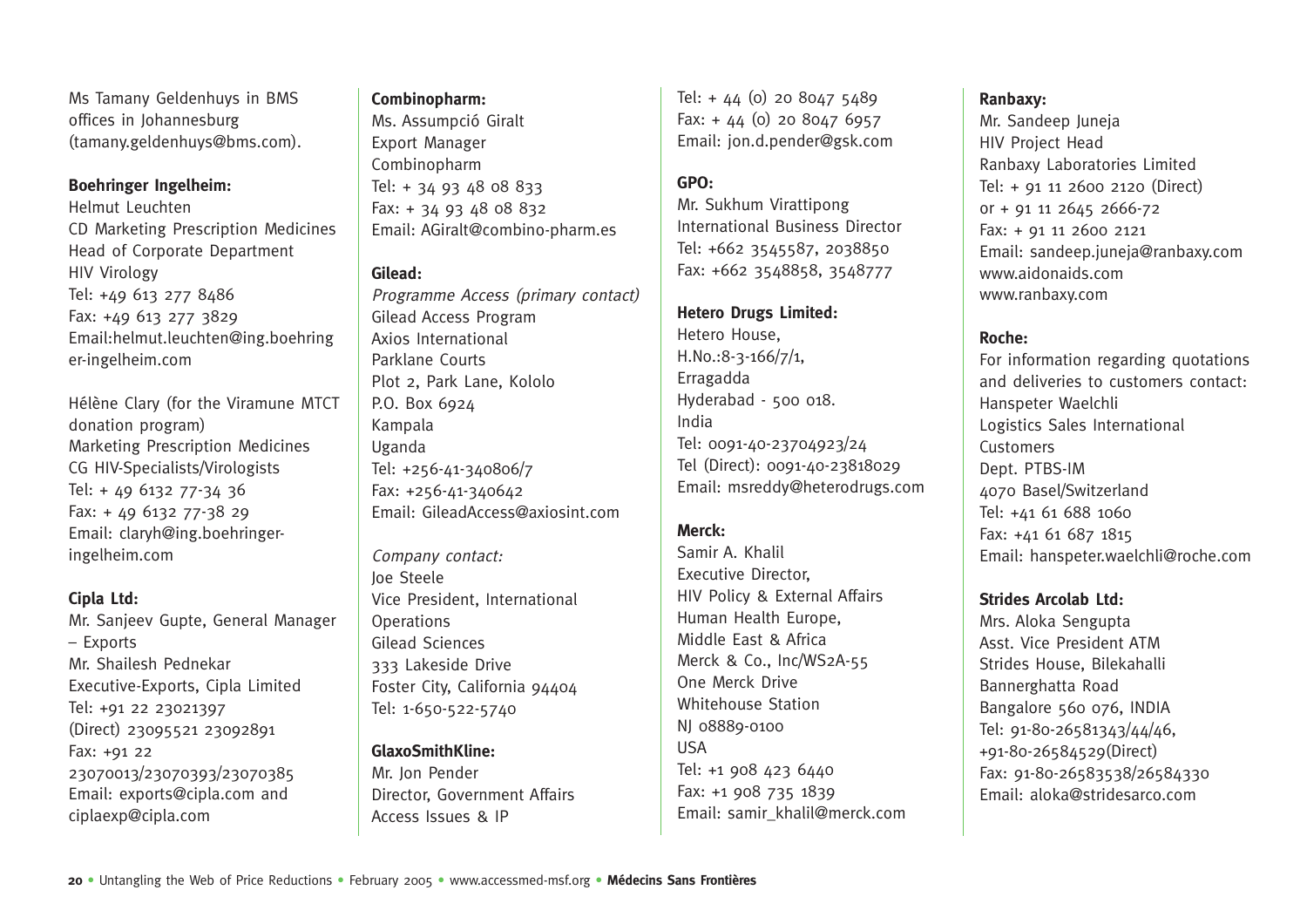Ms Tamany Geldenhuys in BMS offices in Johannesburg (tamany.geldenhuys@bms.com).

**Boehringer Ingelheim:**
Helmut Leuchten
CD Marketing Prescription Medicines
Head of Corporate Department
HIV Virology
Tel: +49 613 277 8486
Fax: +49 613 277 3829
Email:helmut.leuchten@ing.boehringer-ingelheim.com

Hélène Clary (for the Viramune MTCT donation program)
Marketing Prescription Medicines
CG HIV-Specialists/Virologists
Tel: + 49 6132 77-34 36
Fax: + 49 6132 77-38 29
Email: claryh@ing.boehringer-ingelheim.com

**Cipla Ltd:**
Mr. Sanjeev Gupte, General Manager – Exports
Mr. Shailesh Pednekar
Executive-Exports, Cipla Limited
Tel: +91 22 23021397
(Direct) 23095521 23092891
Fax: +91 22 23070013/23070393/23070385
Email: exports@cipla.com and ciplaexp@cipla.com

**Combinopharm:**
Ms. Assumpció Giralt
Export Manager
Combinopharm
Tel: + 34 93 48 08 833
Fax: + 34 93 48 08 832
Email: AGiralt@combino-pharm.es

**Gilead:**
*Programme Access (primary contact)*
Gilead Access Program
Axios International
Parklane Courts
Plot 2, Park Lane, Kololo
P.O. Box 6924
Kampala
Uganda
Tel: +256-41-340806/7
Fax: +256-41-340642
Email: GileadAccess@axiosint.com

*Company contact:*
Joe Steele
Vice President, International Operations
Gilead Sciences
333 Lakeside Drive
Foster City, California 94404
Tel: 1-650-522-5740

**GlaxoSmithKline:**
Mr. Jon Pender
Director, Government Affairs
Access Issues & IP
Tel: + 44 (0) 20 8047 5489
Fax: + 44 (0) 20 8047 6957
Email: jon.d.pender@gsk.com

**GPO:**
Mr. Sukhum Virattipong
International Business Director
Tel: +662 3545587, 2038850
Fax: +662 3548858, 3548777

**Hetero Drugs Limited:**
Hetero House,
H.No.:8-3-166/7/1,
Erragadda
Hyderabad - 500 018.
India
Tel: 0091-40-23704923/24
Tel (Direct): 0091-40-23818029
Email: msreddy@heterodrugs.com

**Merck:**
Samir A. Khalil
Executive Director,
HIV Policy & External Affairs
Human Health Europe,
Middle East & Africa
Merck & Co., Inc/WS2A-55
One Merck Drive
Whitehouse Station
NJ 08889-0100
USA
Tel: +1 908 423 6440
Fax: +1 908 735 1839
Email: samir_khalil@merck.com

**Ranbaxy:**
Mr. Sandeep Juneja
HIV Project Head
Ranbaxy Laboratories Limited
Tel: + 91 11 2600 2120 (Direct)
or + 91 11 2645 2666-72
Fax: + 91 11 2600 2121
Email: sandeep.juneja@ranbaxy.com
www.aidonaids.com
www.ranbaxy.com

**Roche:**
For information regarding quotations and deliveries to customers contact:
Hanspeter Waelchli
Logistics Sales International Customers
Dept. PTBS-IM
4070 Basel/Switzerland
Tel: +41 61 688 1060
Fax: +41 61 687 1815
Email: hanspeter.waelchli@roche.com

**Strides Arcolab Ltd:**
Mrs. Aloka Sengupta
Asst. Vice President ATM
Strides House, Bilekahalli
Bannerghatta Road
Bangalore 560 076, INDIA
Tel: 91-80-26581343/44/46,
+91-80-26584529(Direct)
Fax: 91-80-26583538/26584330
Email: aloka@stridesarco.com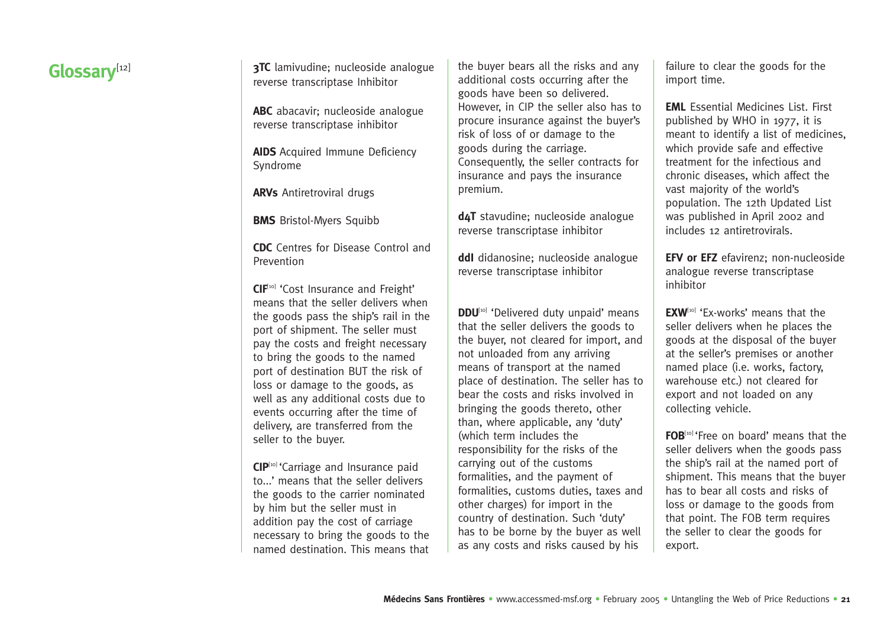# Glossary[12]

**3TC** lamivudine; nucleoside analogue reverse transcriptase Inhibitor

**ABC** abacavir; nucleoside analogue reverse transcriptase inhibitor

**AIDS** Acquired Immune Deficiency Syndrome

**ARVs** Antiretroviral drugs

**BMS** Bristol-Myers Squibb

**CDC** Centres for Disease Control and Prevention

**CIF**[10] 'Cost Insurance and Freight' means that the seller delivers when the goods pass the ship's rail in the port of shipment. The seller must pay the costs and freight necessary to bring the goods to the named port of destination BUT the risk of loss or damage to the goods, as well as any additional costs due to events occurring after the time of delivery, are transferred from the seller to the buyer.

**CIP**[10] 'Carriage and Insurance paid to...' means that the seller delivers the goods to the carrier nominated by him but the seller must in addition pay the cost of carriage necessary to bring the goods to the named destination. This means that the buyer bears all the risks and any additional costs occurring after the goods have been so delivered. However, in CIP the seller also has to procure insurance against the buyer's risk of loss of or damage to the goods during the carriage. Consequently, the seller contracts for insurance and pays the insurance premium.

**d4T** stavudine; nucleoside analogue reverse transcriptase inhibitor

**ddI** didanosine; nucleoside analogue reverse transcriptase inhibitor

**DDU**[10] 'Delivered duty unpaid' means that the seller delivers the goods to the buyer, not cleared for import, and not unloaded from any arriving means of transport at the named place of destination. The seller has to bear the costs and risks involved in bringing the goods thereto, other than, where applicable, any 'duty' (which term includes the responsibility for the risks of the carrying out of the customs formalities, and the payment of formalities, customs duties, taxes and other charges) for import in the country of destination. Such 'duty' has to be borne by the buyer as well as any costs and risks caused by his failure to clear the goods for the import time.

**EML** Essential Medicines List. First published by WHO in 1977, it is meant to identify a list of medicines, which provide safe and effective treatment for the infectious and chronic diseases, which affect the vast majority of the world's population. The 12th Updated List was published in April 2002 and includes 12 antiretrovirals.

**EFV or EFZ** efavirenz; non-nucleoside analogue reverse transcriptase inhibitor

**EXW**[10] 'Ex-works' means that the seller delivers when he places the goods at the disposal of the buyer at the seller's premises or another named place (i.e. works, factory, warehouse etc.) not cleared for export and not loaded on any collecting vehicle.

**FOB**[10] 'Free on board' means that the seller delivers when the goods pass the ship's rail at the named port of shipment. This means that the buyer has to bear all costs and risks of loss or damage to the goods from that point. The FOB term requires the seller to clear the goods for export.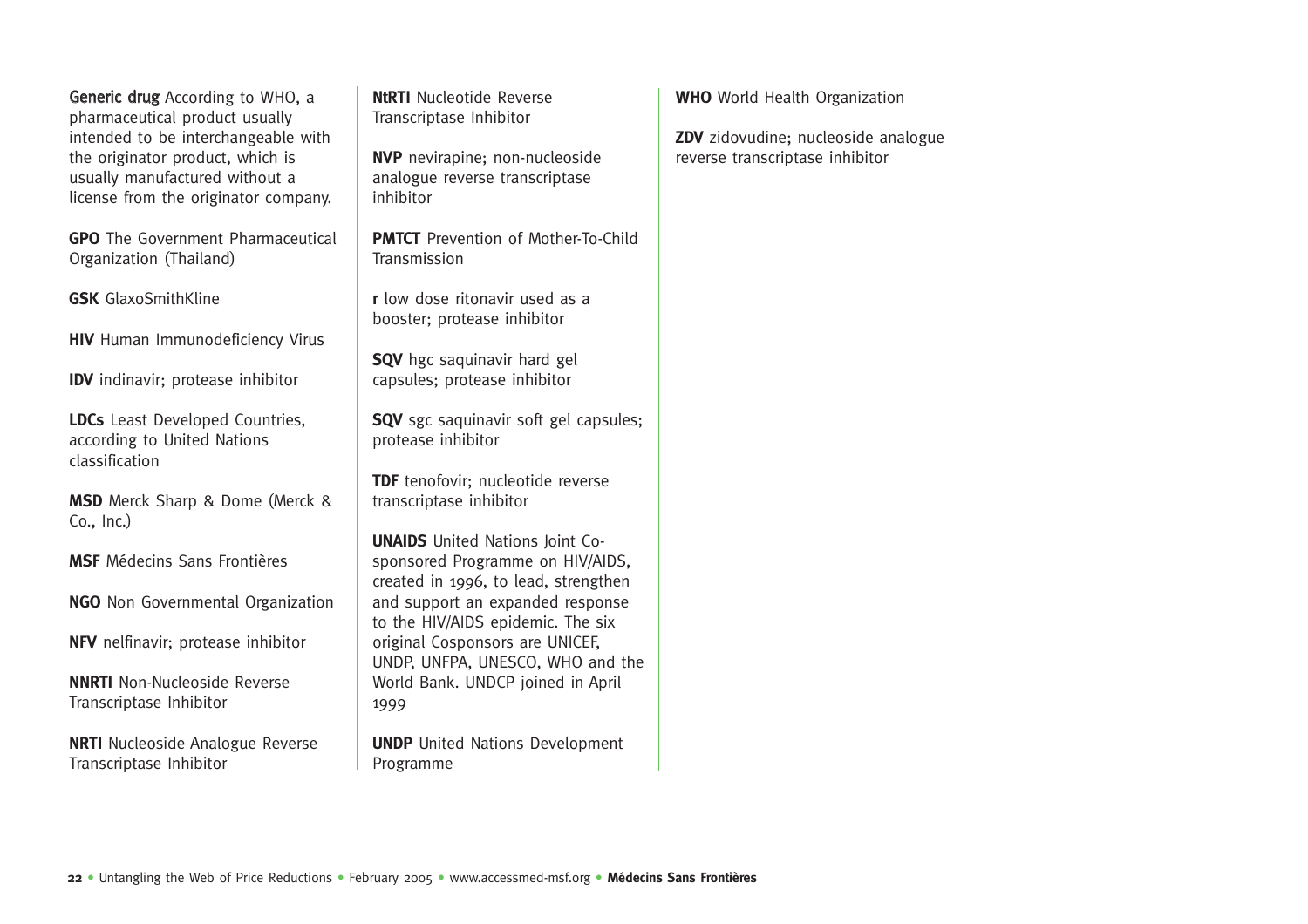**Generic drug** According to WHO, a pharmaceutical product usually intended to be interchangeable with the originator product, which is usually manufactured without a license from the originator company.

**GPO** The Government Pharmaceutical Organization (Thailand)

**GSK** GlaxoSmithKline

**HIV** Human Immunodeficiency Virus

**IDV** indinavir; protease inhibitor

**LDCs** Least Developed Countries, according to United Nations classification

**MSD** Merck Sharp & Dome (Merck & Co., Inc.)

**MSF** Médecins Sans Frontières

**NGO** Non Governmental Organization

**NFV** nelfinavir; protease inhibitor

**NNRTI** Non-Nucleoside Reverse Transcriptase Inhibitor

**NRTI** Nucleoside Analogue Reverse Transcriptase Inhibitor

**NtRTI** Nucleotide Reverse Transcriptase Inhibitor

**NVP** nevirapine; non-nucleoside analogue reverse transcriptase inhibitor

**PMTCT** Prevention of Mother-To-Child Transmission

**r** low dose ritonavir used as a booster; protease inhibitor

**SQV** hgc saquinavir hard gel capsules; protease inhibitor

**SQV** sgc saquinavir soft gel capsules; protease inhibitor

**TDF** tenofovir; nucleotide reverse transcriptase inhibitor

**UNAIDS** United Nations Joint Co-sponsored Programme on HIV/AIDS, created in 1996, to lead, strengthen and support an expanded response to the HIV/AIDS epidemic. The six original Cosponsors are UNICEF, UNDP, UNFPA, UNESCO, WHO and the World Bank. UNDCP joined in April 1999

**UNDP** United Nations Development Programme

**WHO** World Health Organization

**ZDV** zidovudine; nucleoside analogue reverse transcriptase inhibitor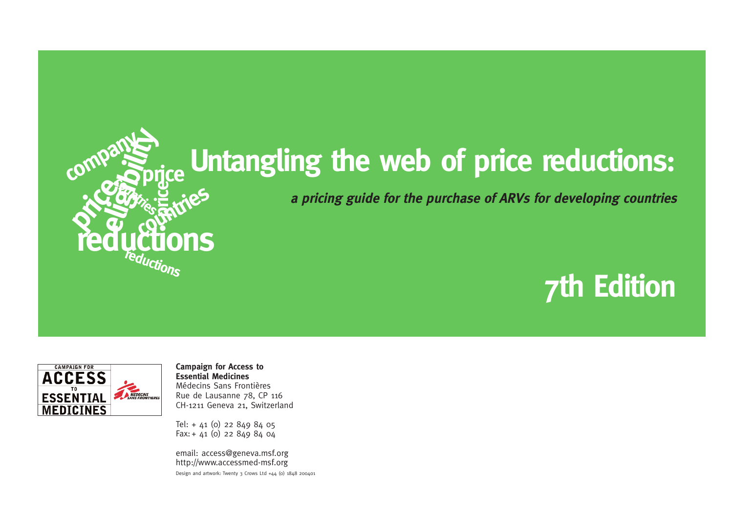# Untangling the web of price reductions:

***a pricing guide for the purchase of ARVs for developing countries***

## 7th Edition

**Campaign for Access to Essential Medicines**
Médecins Sans Frontières
Rue de Lausanne 78, CP 116
CH-1211 Geneva 21, Switzerland

Tel: + 41 (0) 22 849 84 05
Fax: + 41 (0) 22 849 84 04

email: access@geneva.msf.org
http://www.accessmed-msf.org

Design and artwork: Twenty 3 Crows Ltd +44 (0) 1848 200401